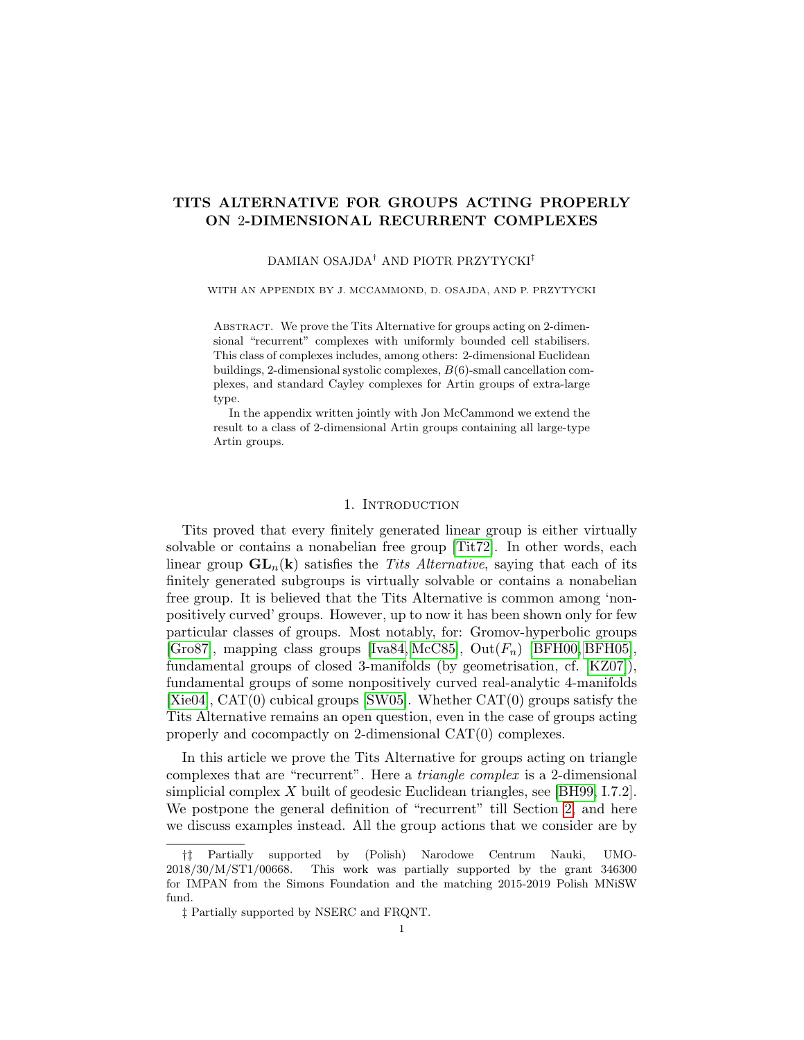# TITS ALTERNATIVE FOR GROUPS ACTING PROPERLY ON 2-DIMENSIONAL RECURRENT COMPLEXES

DAMIAN OSAJDA[†] AND PIOTR PRZYTYCKI[‡]

WITH AN APPENDIX BY J. MCCAMMOND, D. OSAJDA, AND P. PRZYTYCKI

ABSTRACT. We prove the Tits Alternative for groups acting on 2-dimensional "recurrent" complexes with uniformly bounded cell stabilisers. This class of complexes includes, among others: 2-dimensional Euclidean buildings, 2-dimensional systolic complexes, $B(6)$-small cancellation complexes, and standard Cayley complexes for Artin groups of extra-large type.

In the appendix written jointly with Jon McCammond we extend the result to a class of 2-dimensional Artin groups containing all large-type Artin groups.

## 1. INTRODUCTION

Tits proved that every finitely generated linear group is either virtually solvable or contains a nonabelian free group [Tit72]. In other words, each linear group $\mathbf{GL}_n(\mathbf{k})$ satisfies the *Tits Alternative*, saying that each of its finitely generated subgroups is virtually solvable or contains a nonabelian free group. It is believed that the Tits Alternative is common among 'nonpositively curved' groups. However, up to now it has been shown only for few particular classes of groups. Most notably, for: Gromov-hyperbolic groups [Gro87], mapping class groups [Iva84, McC85], $\mathrm{Out}(F_n)$ [BFH00, BFH05], fundamental groups of closed 3-manifolds (by geometrisation, cf. [KZ07]), fundamental groups of some nonpositively curved real-analytic 4-manifolds [Xie04], CAT(0) cubical groups [SW05]. Whether CAT(0) groups satisfy the Tits Alternative remains an open question, even in the case of groups acting properly and cocompactly on 2-dimensional CAT(0) complexes.

In this article we prove the Tits Alternative for groups acting on triangle complexes that are "recurrent". Here a *triangle complex* is a 2-dimensional simplicial complex $X$ built of geodesic Euclidean triangles, see [BH99, I.7.2]. We postpone the general definition of "recurrent" till Section 2, and here we discuss examples instead. All the group actions that we consider are by

---

†‡ Partially supported by (Polish) Narodowe Centrum Nauki, UMO-2018/30/M/ST1/00668. This work was partially supported by the grant 346300 for IMPAN from the Simons Foundation and the matching 2015-2019 Polish MNiSW fund.

‡ Partially supported by NSERC and FRQNT.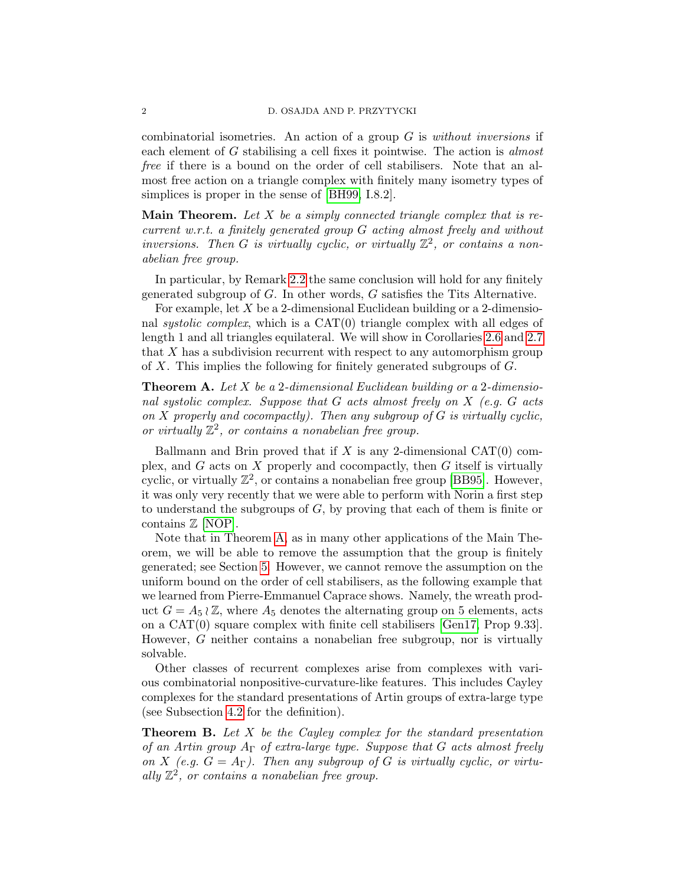combinatorial isometries. An action of a group $G$ is *without inversions* if each element of $G$ stabilising a cell fixes it pointwise. The action is *almost free* if there is a bound on the order of cell stabilisers. Note that an almost free action on a triangle complex with finitely many isometry types of simplices is proper in the sense of [BH99, I.8.2].

**Main Theorem.** *Let $X$ be a simply connected triangle complex that is recurrent w.r.t. a finitely generated group $G$ acting almost freely and without inversions. Then $G$ is virtually cyclic, or virtually $\mathbb{Z}^2$, or contains a nonabelian free group.*

In particular, by Remark 2.2 the same conclusion will hold for any finitely generated subgroup of $G$. In other words, $G$ satisfies the Tits Alternative.

For example, let $X$ be a 2-dimensional Euclidean building or a 2-dimensional *systolic complex*, which is a CAT(0) triangle complex with all edges of length 1 and all triangles equilateral. We will show in Corollaries 2.6 and 2.7 that $X$ has a subdivision recurrent with respect to any automorphism group of $X$. This implies the following for finitely generated subgroups of $G$.

**Theorem A.** *Let $X$ be a 2-dimensional Euclidean building or a 2-dimensional systolic complex. Suppose that $G$ acts almost freely on $X$ (e.g. $G$ acts on $X$ properly and cocompactly). Then any subgroup of $G$ is virtually cyclic, or virtually $\mathbb{Z}^2$, or contains a nonabelian free group.*

Ballmann and Brin proved that if $X$ is any 2-dimensional CAT(0) complex, and $G$ acts on $X$ properly and cocompactly, then $G$ itself is virtually cyclic, or virtually $\mathbb{Z}^2$, or contains a nonabelian free group [BB95]. However, it was only very recently that we were able to perform with Norin a first step to understand the subgroups of $G$, by proving that each of them is finite or contains $\mathbb{Z}$ [NOP].

Note that in Theorem A, as in many other applications of the Main Theorem, we will be able to remove the assumption that the group is finitely generated; see Section 5. However, we cannot remove the assumption on the uniform bound on the order of cell stabilisers, as the following example that we learned from Pierre-Emmanuel Caprace shows. Namely, the wreath product $G = A_5 \wr \mathbb{Z}$, where $A_5$ denotes the alternating group on 5 elements, acts on a CAT(0) square complex with finite cell stabilisers [Gen17, Prop 9.33]. However, $G$ neither contains a nonabelian free subgroup, nor is virtually solvable.

Other classes of recurrent complexes arise from complexes with various combinatorial nonpositive-curvature-like features. This includes Cayley complexes for the standard presentations of Artin groups of extra-large type (see Subsection 4.2 for the definition).

**Theorem B.** *Let $X$ be the Cayley complex for the standard presentation of an Artin group $A_\Gamma$ of extra-large type. Suppose that $G$ acts almost freely on $X$ (e.g. $G = A_\Gamma$). Then any subgroup of $G$ is virtually cyclic, or virtually $\mathbb{Z}^2$, or contains a nonabelian free group.*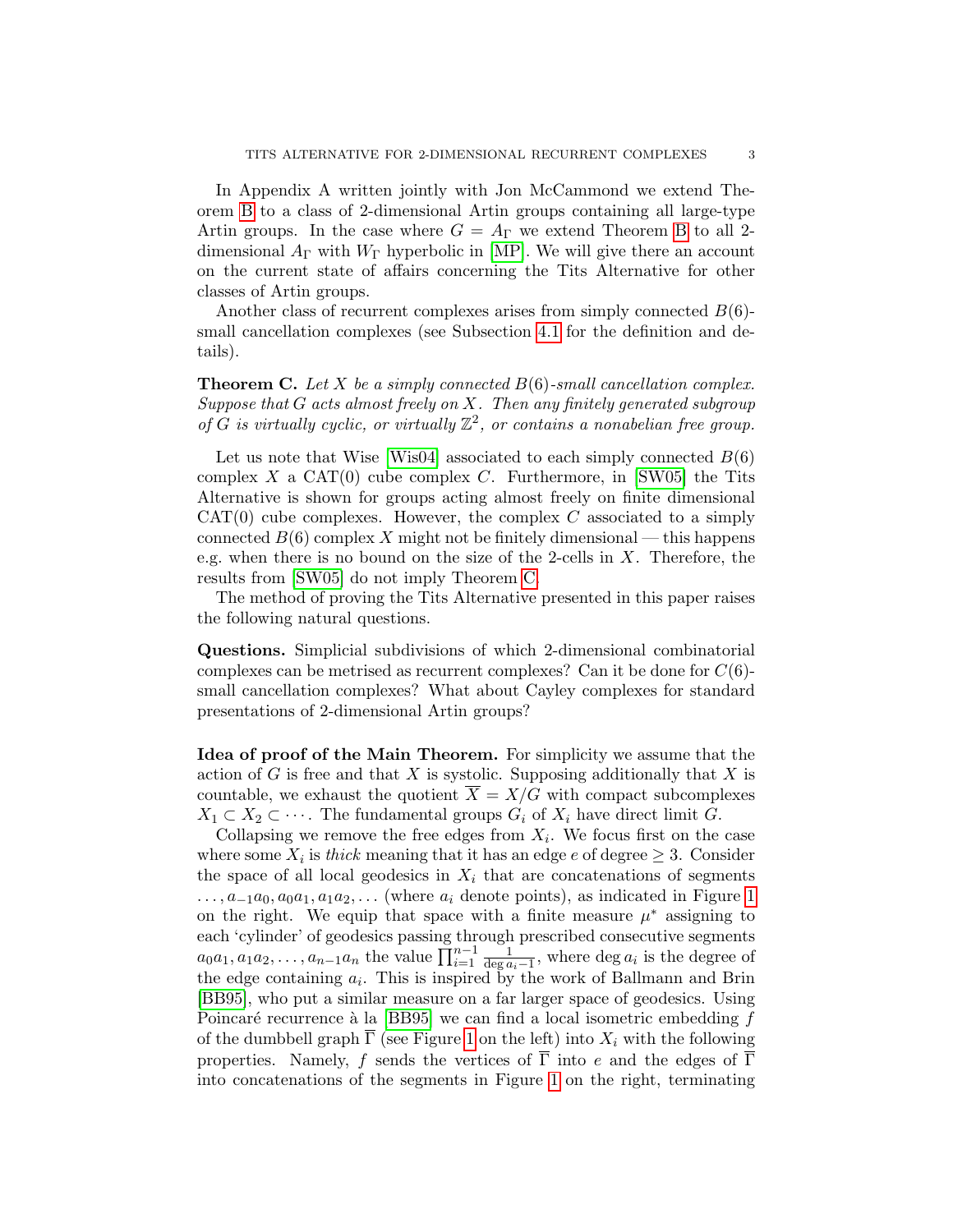In Appendix A written jointly with Jon McCammond we extend Theorem B to a class of 2-dimensional Artin groups containing all large-type Artin groups. In the case where $G = A_\Gamma$ we extend Theorem B to all 2-dimensional $A_\Gamma$ with $W_\Gamma$ hyperbolic in [MP]. We will give there an account on the current state of affairs concerning the Tits Alternative for other classes of Artin groups.

Another class of recurrent complexes arises from simply connected $B(6)$-small cancellation complexes (see Subsection 4.1 for the definition and details).

**Theorem C.** *Let $X$ be a simply connected $B(6)$-small cancellation complex. Suppose that $G$ acts almost freely on $X$. Then any finitely generated subgroup of $G$ is virtually cyclic, or virtually $\mathbb{Z}^2$, or contains a nonabelian free group.*

Let us note that Wise [Wis04] associated to each simply connected $B(6)$ complex $X$ a CAT(0) cube complex $C$. Furthermore, in [SW05] the Tits Alternative is shown for groups acting almost freely on finite dimensional CAT(0) cube complexes. However, the complex $C$ associated to a simply connected $B(6)$ complex $X$ might not be finitely dimensional — this happens e.g. when there is no bound on the size of the 2-cells in $X$. Therefore, the results from [SW05] do not imply Theorem C.

The method of proving the Tits Alternative presented in this paper raises the following natural questions.

**Questions.** Simplicial subdivisions of which 2-dimensional combinatorial complexes can be metrised as recurrent complexes? Can it be done for $C(6)$-small cancellation complexes? What about Cayley complexes for standard presentations of 2-dimensional Artin groups?

**Idea of proof of the Main Theorem.** For simplicity we assume that the action of $G$ is free and that $X$ is systolic. Supposing additionally that $X$ is countable, we exhaust the quotient $\overline{X} = X/G$ with compact subcomplexes $X_1 \subset X_2 \subset \cdots$. The fundamental groups $G_i$ of $X_i$ have direct limit $G$.

Collapsing we remove the free edges from $X_i$. We focus first on the case where some $X_i$ is *thick* meaning that it has an edge $e$ of degree $\geq 3$. Consider the space of all local geodesics in $X_i$ that are concatenations of segments $\ldots, a_{-1}a_0, a_0a_1, a_1a_2, \ldots$ (where $a_i$ denote points), as indicated in Figure 1 on the right. We equip that space with a finite measure $\mu^*$ assigning to each 'cylinder' of geodesics passing through prescribed consecutive segments $a_0a_1, a_1a_2, \ldots, a_{n-1}a_n$ the value $\prod_{i=1}^{n-1} \frac{1}{\deg a_i - 1}$, where $\deg a_i$ is the degree of the edge containing $a_i$. This is inspired by the work of Ballmann and Brin [BB95], who put a similar measure on a far larger space of geodesics. Using Poincaré recurrence à la [BB95] we can find a local isometric embedding $f$ of the dumbbell graph $\overline{\Gamma}$ (see Figure 1 on the left) into $X_i$ with the following properties. Namely, $f$ sends the vertices of $\overline{\Gamma}$ into $e$ and the edges of $\overline{\Gamma}$ into concatenations of the segments in Figure 1 on the right, terminating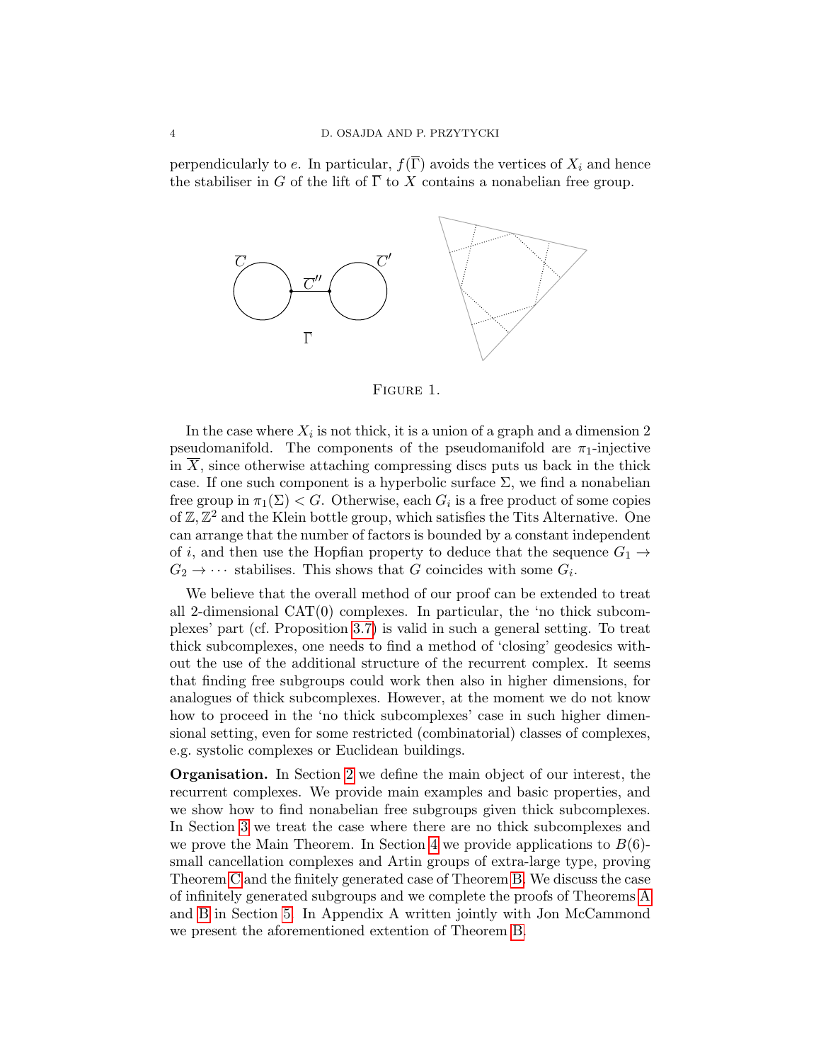perpendicularly to $e$. In particular, $f(\overline{\Gamma})$ avoids the vertices of $X_i$ and hence the stabiliser in $G$ of the lift of $\overline{\Gamma}$ to $X$ contains a nonabelian free group.

Figure 1.

In the case where $X_i$ is not thick, it is a union of a graph and a dimension 2 pseudomanifold. The components of the pseudomanifold are $\pi_1$-injective in $\overline{X}$, since otherwise attaching compressing discs puts us back in the thick case. If one such component is a hyperbolic surface $\Sigma$, we find a nonabelian free group in $\pi_1(\Sigma) < G$. Otherwise, each $G_i$ is a free product of some copies of $\mathbb{Z}, \mathbb{Z}^2$ and the Klein bottle group, which satisfies the Tits Alternative. One can arrange that the number of factors is bounded by a constant independent of $i$, and then use the Hopfian property to deduce that the sequence $G_1 \to G_2 \to \cdots$ stabilises. This shows that $G$ coincides with some $G_i$.

We believe that the overall method of our proof can be extended to treat all 2-dimensional CAT(0) complexes. In particular, the 'no thick subcomplexes' part (cf. Proposition 3.7) is valid in such a general setting. To treat thick subcomplexes, one needs to find a method of 'closing' geodesics without the use of the additional structure of the recurrent complex. It seems that finding free subgroups could work then also in higher dimensions, for analogues of thick subcomplexes. However, at the moment we do not know how to proceed in the 'no thick subcomplexes' case in such higher dimensional setting, even for some restricted (combinatorial) classes of complexes, e.g. systolic complexes or Euclidean buildings.

**Organisation.** In Section 2 we define the main object of our interest, the recurrent complexes. We provide main examples and basic properties, and we show how to find nonabelian free subgroups given thick subcomplexes. In Section 3 we treat the case where there are no thick subcomplexes and we prove the Main Theorem. In Section 4 we provide applications to $B(6)$-small cancellation complexes and Artin groups of extra-large type, proving Theorem C and the finitely generated case of Theorem B. We discuss the case of infinitely generated subgroups and we complete the proofs of Theorems A and B in Section 5. In Appendix A written jointly with Jon McCammond we present the aforementioned extention of Theorem B.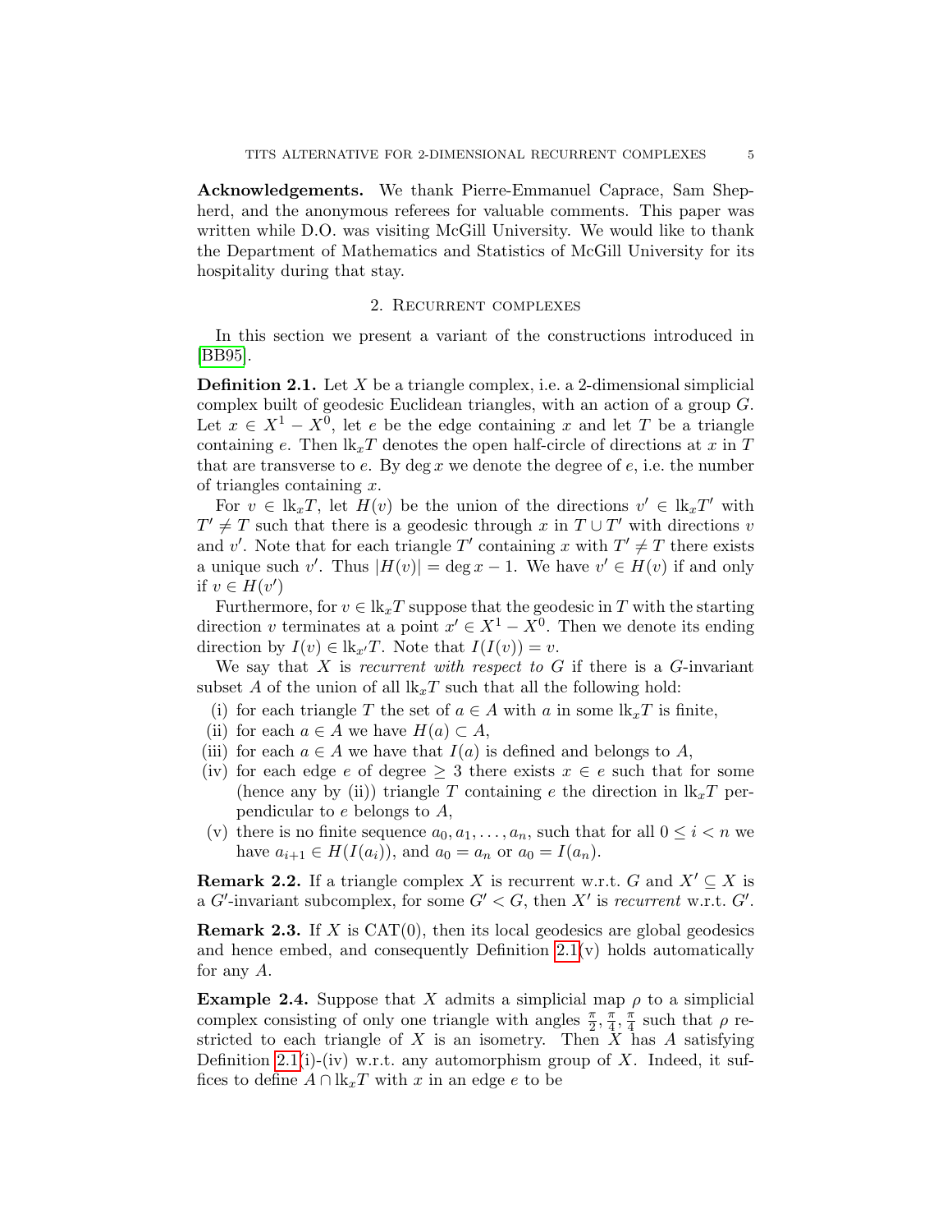**Acknowledgements.** We thank Pierre-Emmanuel Caprace, Sam Shepherd, and the anonymous referees for valuable comments. This paper was written while D.O. was visiting McGill University. We would like to thank the Department of Mathematics and Statistics of McGill University for its hospitality during that stay.

## 2. Recurrent complexes

In this section we present a variant of the constructions introduced in [BB95].

**Definition 2.1.** Let $X$ be a triangle complex, i.e. a 2-dimensional simplicial complex built of geodesic Euclidean triangles, with an action of a group $G$. Let $x \in X^1 - X^0$, let $e$ be the edge containing $x$ and let $T$ be a triangle containing $e$. Then $\mathrm{lk}_x T$ denotes the open half-circle of directions at $x$ in $T$ that are transverse to $e$. By $\deg x$ we denote the degree of $e$, i.e. the number of triangles containing $x$.

For $v \in \mathrm{lk}_x T$, let $H(v)$ be the union of the directions $v' \in \mathrm{lk}_x T'$ with $T' \neq T$ such that there is a geodesic through $x$ in $T \cup T'$ with directions $v$ and $v'$. Note that for each triangle $T'$ containing $x$ with $T' \neq T$ there exists a unique such $v'$. Thus $|H(v)| = \deg x - 1$. We have $v' \in H(v)$ if and only if $v \in H(v')$

Furthermore, for $v \in \mathrm{lk}_x T$ suppose that the geodesic in $T$ with the starting direction $v$ terminates at a point $x' \in X^1 - X^0$. Then we denote its ending direction by $I(v) \in \mathrm{lk}_{x'} T$. Note that $I(I(v)) = v$.

We say that $X$ is *recurrent with respect to* $G$ if there is a $G$-invariant subset $A$ of the union of all $\mathrm{lk}_x T$ such that all the following hold:

(i) for each triangle $T$ the set of $a \in A$ with $a$ in some $\mathrm{lk}_x T$ is finite,
(ii) for each $a \in A$ we have $H(a) \subset A$,
(iii) for each $a \in A$ we have that $I(a)$ is defined and belongs to $A$,
(iv) for each edge $e$ of degree $\geq 3$ there exists $x \in e$ such that for some (hence any by (ii)) triangle $T$ containing $e$ the direction in $\mathrm{lk}_x T$ perpendicular to $e$ belongs to $A$,
(v) there is no finite sequence $a_0, a_1, \ldots, a_n$, such that for all $0 \leq i < n$ we have $a_{i+1} \in H(I(a_i))$, and $a_0 = a_n$ or $a_0 = I(a_n)$.

**Remark 2.2.** If a triangle complex $X$ is recurrent w.r.t. $G$ and $X' \subseteq X$ is a $G'$-invariant subcomplex, for some $G' < G$, then $X'$ is *recurrent* w.r.t. $G'$.

**Remark 2.3.** If $X$ is CAT(0), then its local geodesics are global geodesics and hence embed, and consequently Definition 2.1(v) holds automatically for any $A$.

**Example 2.4.** Suppose that $X$ admits a simplicial map $\rho$ to a simplicial complex consisting of only one triangle with angles $\frac{\pi}{2}, \frac{\pi}{4}, \frac{\pi}{4}$ such that $\rho$ restricted to each triangle of $X$ is an isometry. Then $X$ has $A$ satisfying Definition 2.1(i)-(iv) w.r.t. any automorphism group of $X$. Indeed, it suffices to define $A \cap \mathrm{lk}_x T$ with $x$ in an edge $e$ to be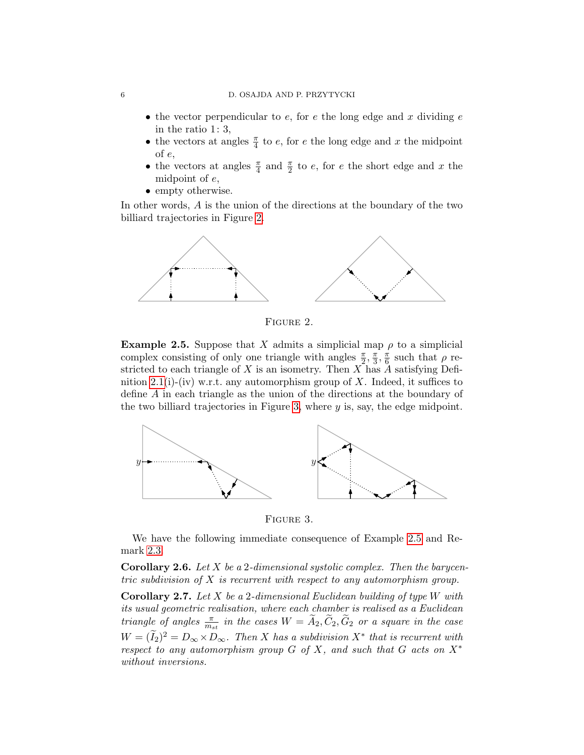- the vector perpendicular to $e$, for $e$ the long edge and $x$ dividing $e$ in the ratio $1\colon 3$,
- the vectors at angles $\frac{\pi}{4}$ to $e$, for $e$ the long edge and $x$ the midpoint of $e$,
- the vectors at angles $\frac{\pi}{4}$ and $\frac{\pi}{2}$ to $e$, for $e$ the short edge and $x$ the midpoint of $e$,
- empty otherwise.

In other words, $A$ is the union of the directions at the boundary of the two billiard trajectories in Figure 2.

Figure 2.

**Example 2.5.** Suppose that $X$ admits a simplicial map $\rho$ to a simplicial complex consisting of only one triangle with angles $\frac{\pi}{2}, \frac{\pi}{3}, \frac{\pi}{6}$ such that $\rho$ restricted to each triangle of $X$ is an isometry. Then $X$ has $A$ satisfying Definition 2.1(i)-(iv) w.r.t. any automorphism group of $X$. Indeed, it suffices to define $A$ in each triangle as the union of the directions at the boundary of the two billiard trajectories in Figure 3, where $y$ is, say, the edge midpoint.

Figure 3.

We have the following immediate consequence of Example 2.5 and Remark 2.3.

**Corollary 2.6.** *Let $X$ be a 2-dimensional systolic complex. Then the barycentric subdivision of $X$ is recurrent with respect to any automorphism group.*

**Corollary 2.7.** *Let $X$ be a 2-dimensional Euclidean building of type $W$ with its usual geometric realisation, where each chamber is realised as a Euclidean triangle of angles $\frac{\pi}{m_{st}}$ in the cases $W = \widetilde{A}_2, \widetilde{C}_2, \widetilde{G}_2$ or a square in the case $W = (\widetilde{I}_2)^2 = D_\infty \times D_\infty$. Then $X$ has a subdivision $X^*$ that is recurrent with respect to any automorphism group $G$ of $X$, and such that $G$ acts on $X^*$ without inversions.*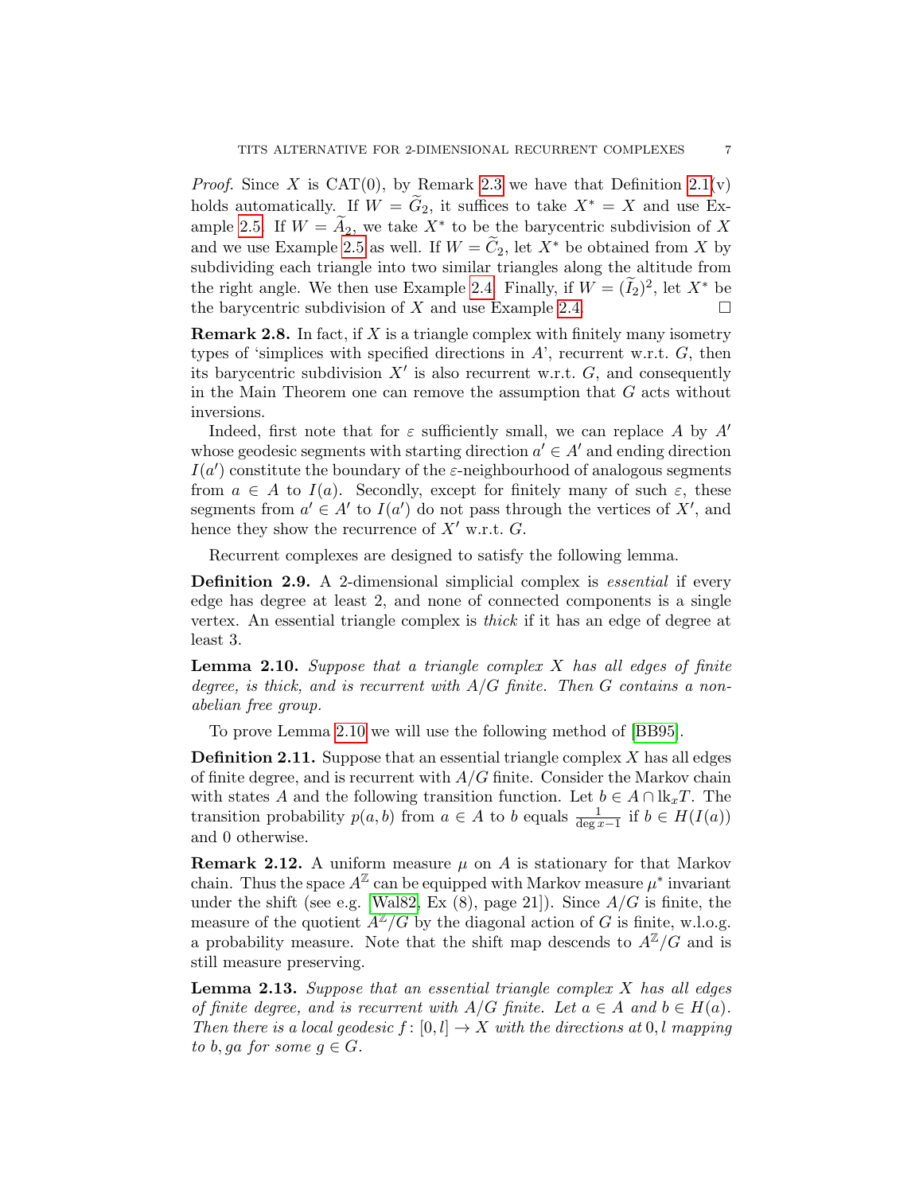*Proof.* Since $X$ is CAT(0), by Remark 2.3 we have that Definition 2.1(v) holds automatically. If $W = \widetilde{G}_2$, it suffices to take $X^* = X$ and use Example 2.5. If $W = \widetilde{A}_2$, we take $X^*$ to be the barycentric subdivision of $X$ and we use Example 2.5 as well. If $W = \widetilde{C}_2$, let $X^*$ be obtained from $X$ by subdividing each triangle into two similar triangles along the altitude from the right angle. We then use Example 2.4. Finally, if $W = (\widetilde{I}_2)^2$, let $X^*$ be the barycentric subdivision of $X$ and use Example 2.4. □

**Remark 2.8.** In fact, if $X$ is a triangle complex with finitely many isometry types of 'simplices with specified directions in $A$', recurrent w.r.t. $G$, then its barycentric subdivision $X'$ is also recurrent w.r.t. $G$, and consequently in the Main Theorem one can remove the assumption that $G$ acts without inversions.

Indeed, first note that for $\varepsilon$ sufficiently small, we can replace $A$ by $A'$ whose geodesic segments with starting direction $a' \in A'$ and ending direction $I(a')$ constitute the boundary of the $\varepsilon$-neighbourhood of analogous segments from $a \in A$ to $I(a)$. Secondly, except for finitely many of such $\varepsilon$, these segments from $a' \in A'$ to $I(a')$ do not pass through the vertices of $X'$, and hence they show the recurrence of $X'$ w.r.t. $G$.

Recurrent complexes are designed to satisfy the following lemma.

**Definition 2.9.** A 2-dimensional simplicial complex is *essential* if every edge has degree at least 2, and none of connected components is a single vertex. An essential triangle complex is *thick* if it has an edge of degree at least 3.

**Lemma 2.10.** *Suppose that a triangle complex $X$ has all edges of finite degree, is thick, and is recurrent with $A/G$ finite. Then $G$ contains a nonabelian free group.*

To prove Lemma 2.10 we will use the following method of [BB95].

**Definition 2.11.** Suppose that an essential triangle complex $X$ has all edges of finite degree, and is recurrent with $A/G$ finite. Consider the Markov chain with states $A$ and the following transition function. Let $b \in A \cap \mathrm{lk}_x T$. The transition probability $p(a, b)$ from $a \in A$ to $b$ equals $\frac{1}{\deg x - 1}$ if $b \in H(I(a))$ and 0 otherwise.

**Remark 2.12.** A uniform measure $\mu$ on $A$ is stationary for that Markov chain. Thus the space $A^{\mathbb{Z}}$ can be equipped with Markov measure $\mu^*$ invariant under the shift (see e.g. [Wal82, Ex (8), page 21]). Since $A/G$ is finite, the measure of the quotient $A^{\mathbb{Z}}/G$ by the diagonal action of $G$ is finite, w.l.o.g. a probability measure. Note that the shift map descends to $A^{\mathbb{Z}}/G$ and is still measure preserving.

**Lemma 2.13.** *Suppose that an essential triangle complex $X$ has all edges of finite degree, and is recurrent with $A/G$ finite. Let $a \in A$ and $b \in H(a)$. Then there is a local geodesic $f : [0, l] \to X$ with the directions at $0, l$ mapping to $b, ga$ for some $g \in G$.*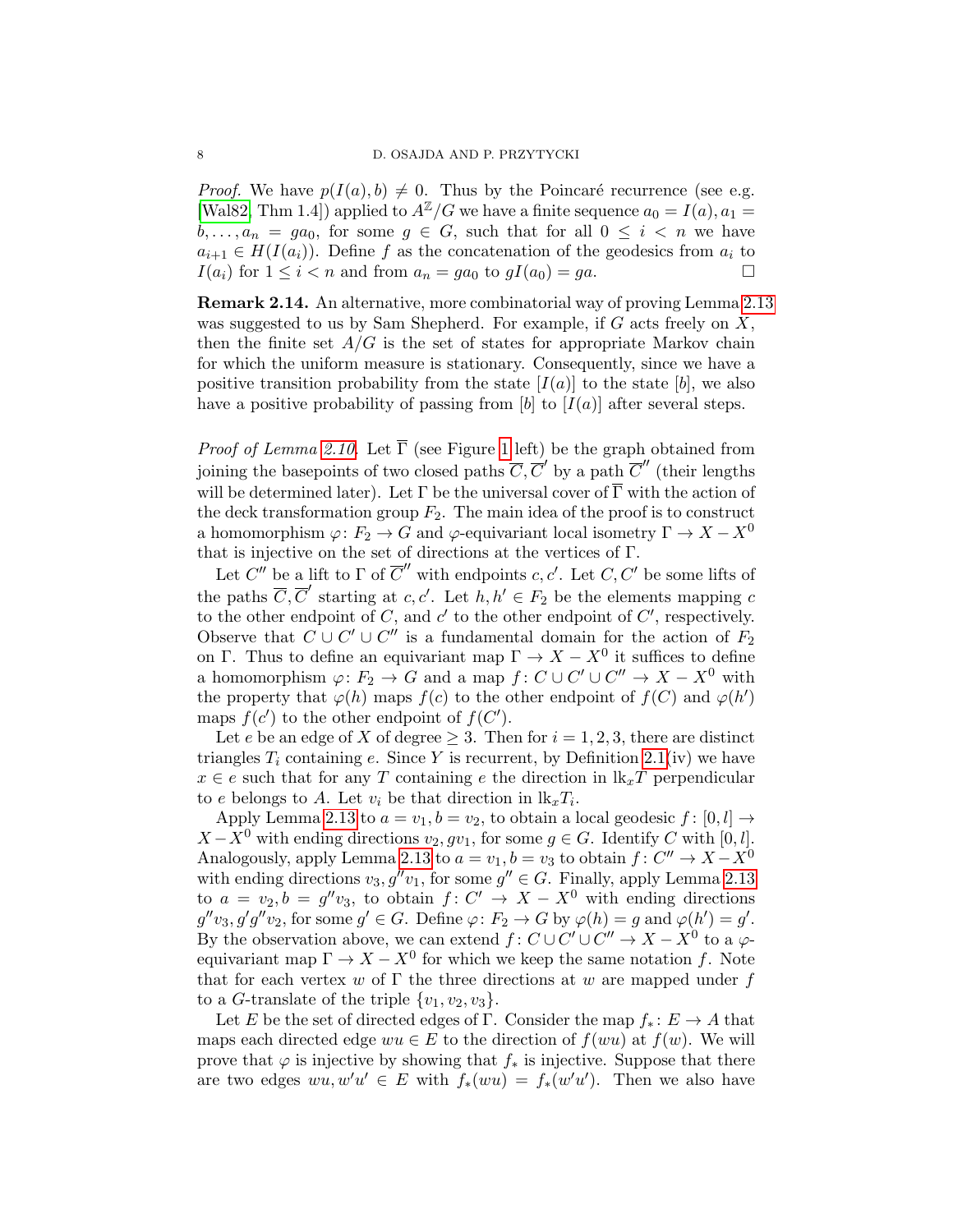*Proof.* We have $p(I(a), b) \neq 0$. Thus by the Poincaré recurrence (see e.g. [Wal82, Thm 1.4]) applied to $A^{\mathbb{Z}}/G$ we have a finite sequence $a_0 = I(a), a_1 = b, \ldots, a_n = ga_0$, for some $g \in G$, such that for all $0 \leq i < n$ we have $a_{i+1} \in H(I(a_i))$. Define $f$ as the concatenation of the geodesics from $a_i$ to $I(a_i)$ for $1 \leq i < n$ and from $a_n = ga_0$ to $gI(a_0) = ga$. □

**Remark 2.14.** An alternative, more combinatorial way of proving Lemma 2.13 was suggested to us by Sam Shepherd. For example, if $G$ acts freely on $X$, then the finite set $A/G$ is the set of states for appropriate Markov chain for which the uniform measure is stationary. Consequently, since we have a positive transition probability from the state $[I(a)]$ to the state $[b]$, we also have a positive probability of passing from $[b]$ to $[I(a)]$ after several steps.

*Proof of Lemma 2.10.* Let $\overline{\Gamma}$ (see Figure 1 left) be the graph obtained from joining the basepoints of two closed paths $\overline{C}, \overline{C}'$ by a path $\overline{C}''$ (their lengths will be determined later). Let $\Gamma$ be the universal cover of $\overline{\Gamma}$ with the action of the deck transformation group $F_2$. The main idea of the proof is to construct a homomorphism $\varphi\colon F_2 \to G$ and $\varphi$-equivariant local isometry $\Gamma \to X - X^0$ that is injective on the set of directions at the vertices of $\Gamma$.

Let $C''$ be a lift to $\Gamma$ of $\overline{C}''$ with endpoints $c, c'$. Let $C, C'$ be some lifts of the paths $\overline{C}, \overline{C}'$ starting at $c, c'$. Let $h, h' \in F_2$ be the elements mapping $c$ to the other endpoint of $C$, and $c'$ to the other endpoint of $C'$, respectively. Observe that $C \cup C' \cup C''$ is a fundamental domain for the action of $F_2$ on $\Gamma$. Thus to define an equivariant map $\Gamma \to X - X^0$ it suffices to define a homomorphism $\varphi\colon F_2 \to G$ and a map $f\colon C \cup C' \cup C'' \to X - X^0$ with the property that $\varphi(h)$ maps $f(c)$ to the other endpoint of $f(C)$ and $\varphi(h')$ maps $f(c')$ to the other endpoint of $f(C')$.

Let $e$ be an edge of $X$ of degree $\geq 3$. Then for $i = 1, 2, 3$, there are distinct triangles $T_i$ containing $e$. Since $Y$ is recurrent, by Definition 2.1(iv) we have $x \in e$ such that for any $T$ containing $e$ the direction in $\mathrm{lk}_x T$ perpendicular to $e$ belongs to $A$. Let $v_i$ be that direction in $\mathrm{lk}_x T_i$.

Apply Lemma 2.13 to $a = v_1, b = v_2$, to obtain a local geodesic $f\colon [0, l] \to X - X^0$ with ending directions $v_2, gv_1$, for some $g \in G$. Identify $C$ with $[0, l]$. Analogously, apply Lemma 2.13 to $a = v_1, b = v_3$ to obtain $f\colon C'' \to X - X^0$ with ending directions $v_3, g''v_1$, for some $g'' \in G$. Finally, apply Lemma 2.13 to $a = v_2, b = g''v_3$, to obtain $f\colon C' \to X - X^0$ with ending directions $g''v_3, g'g''v_2$, for some $g' \in G$. Define $\varphi\colon F_2 \to G$ by $\varphi(h) = g$ and $\varphi(h') = g'$. By the observation above, we can extend $f\colon C \cup C' \cup C'' \to X - X^0$ to a $\varphi$-equivariant map $\Gamma \to X - X^0$ for which we keep the same notation $f$. Note that for each vertex $w$ of $\Gamma$ the three directions at $w$ are mapped under $f$ to a $G$-translate of the triple $\{v_1, v_2, v_3\}$.

Let $E$ be the set of directed edges of $\Gamma$. Consider the map $f_*\colon E \to A$ that maps each directed edge $wu \in E$ to the direction of $f(wu)$ at $f(w)$. We will prove that $\varphi$ is injective by showing that $f_*$ is injective. Suppose that there are two edges $wu, w'u' \in E$ with $f_*(wu) = f_*(w'u')$. Then we also have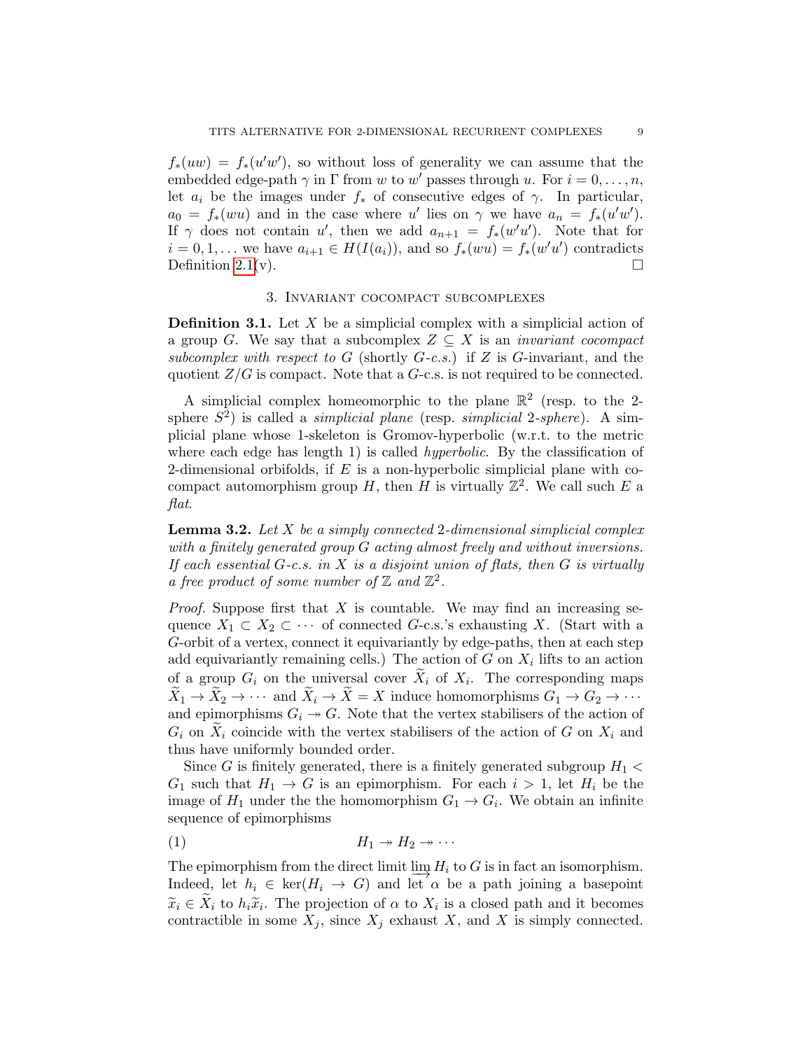$f_*(uw) = f_*(u'w')$, so without loss of generality we can assume that the embedded edge-path $\gamma$ in $\Gamma$ from $w$ to $w'$ passes through $u$. For $i = 0, \ldots, n$, let $a_i$ be the images under $f_*$ of consecutive edges of $\gamma$. In particular, $a_0 = f_*(wu)$ and in the case where $u'$ lies on $\gamma$ we have $a_n = f_*(u'w')$. If $\gamma$ does not contain $u'$, then we add $a_{n+1} = f_*(w'u')$. Note that for $i = 0, 1, \ldots$ we have $a_{i+1} \in H(I(a_i))$, and so $f_*(wu) = f_*(w'u')$ contradicts Definition 2.1(v). $\square$

## 3. Invariant cocompact subcomplexes

**Definition 3.1.** Let $X$ be a simplicial complex with a simplicial action of a group $G$. We say that a subcomplex $Z \subseteq X$ is an *invariant cocompact subcomplex with respect to* $G$ (shortly $G$*-c.s.*) if $Z$ is $G$-invariant, and the quotient $Z/G$ is compact. Note that a $G$-c.s. is not required to be connected.

A simplicial complex homeomorphic to the plane $\mathbb{R}^2$ (resp. to the 2-sphere $S^2$) is called a *simplicial plane* (resp. *simplicial* 2*-sphere*). A simplicial plane whose 1-skeleton is Gromov-hyperbolic (w.r.t. to the metric where each edge has length 1) is called *hyperbolic*. By the classification of 2-dimensional orbifolds, if $E$ is a non-hyperbolic simplicial plane with cocompact automorphism group $H$, then $H$ is virtually $\mathbb{Z}^2$. We call such $E$ a *flat*.

**Lemma 3.2.** *Let $X$ be a simply connected 2-dimensional simplicial complex with a finitely generated group $G$ acting almost freely and without inversions. If each essential $G$-c.s. in $X$ is a disjoint union of flats, then $G$ is virtually a free product of some number of $\mathbb{Z}$ and $\mathbb{Z}^2$.*

*Proof.* Suppose first that $X$ is countable. We may find an increasing sequence $X_1 \subset X_2 \subset \cdots$ of connected $G$-c.s.'s exhausting $X$. (Start with a $G$-orbit of a vertex, connect it equivariantly by edge-paths, then at each step add equivariantly remaining cells.) The action of $G$ on $X_i$ lifts to an action of a group $G_i$ on the universal cover $\widetilde{X}_i$ of $X_i$. The corresponding maps $\widetilde{X}_1 \to \widetilde{X}_2 \to \cdots$ and $\widetilde{X}_i \to \widetilde{X} = X$ induce homomorphisms $G_1 \to G_2 \to \cdots$ and epimorphisms $G_i \twoheadrightarrow G$. Note that the vertex stabilisers of the action of $G_i$ on $\widetilde{X}_i$ coincide with the vertex stabilisers of the action of $G$ on $X_i$ and thus have uniformly bounded order.

Since $G$ is finitely generated, there is a finitely generated subgroup $H_1 < G_1$ such that $H_1 \to G$ is an epimorphism. For each $i > 1$, let $H_i$ be the image of $H_1$ under the the homomorphism $G_1 \to G_i$. We obtain an infinite sequence of epimorphisms

$$H_1 \twoheadrightarrow H_2 \twoheadrightarrow \cdots \tag{1}$$

The epimorphism from the direct limit $\varinjlim H_i$ to $G$ is in fact an isomorphism. Indeed, let $h_i \in \ker(H_i \to G)$ and let $\alpha$ be a path joining a basepoint $\widetilde{x}_i \in \widetilde{X}_i$ to $h_i\widetilde{x}_i$. The projection of $\alpha$ to $X_i$ is a closed path and it becomes contractible in some $X_j$, since $X_j$ exhaust $X$, and $X$ is simply connected.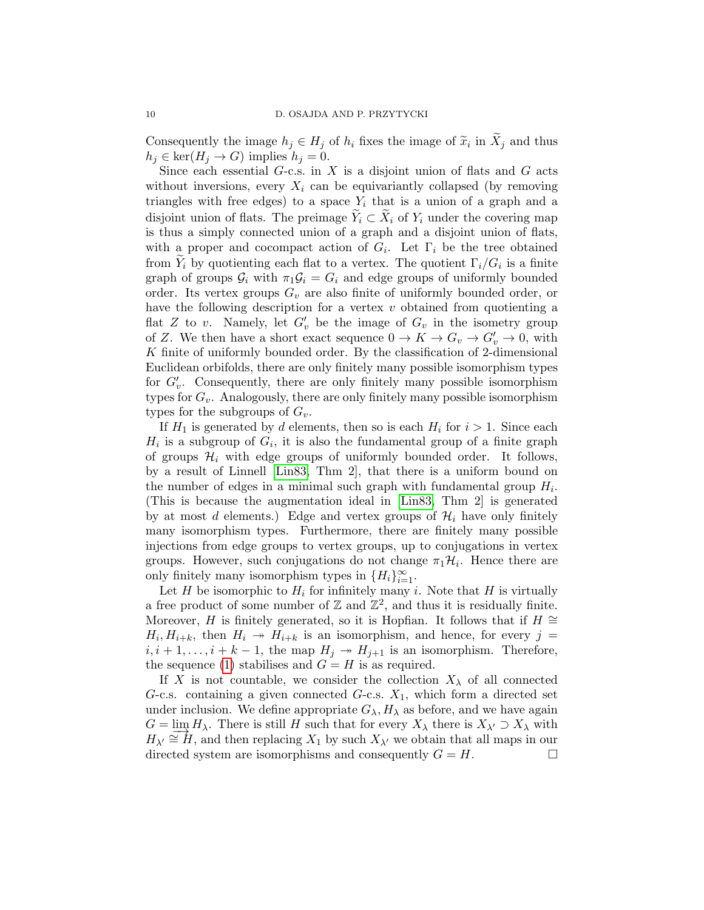Consequently the image $h_j \in H_j$ of $h_i$ fixes the image of $\widetilde{x}_i$ in $\widetilde{X}_j$ and thus $h_j \in \ker(H_j \to G)$ implies $h_j = 0$.

Since each essential $G$-c.s. in $X$ is a disjoint union of flats and $G$ acts without inversions, every $X_i$ can be equivariantly collapsed (by removing triangles with free edges) to a space $Y_i$ that is a union of a graph and a disjoint union of flats. The preimage $\widetilde{Y}_i \subset \widetilde{X}_i$ of $Y_i$ under the covering map is thus a simply connected union of a graph and a disjoint union of flats, with a proper and cocompact action of $G_i$. Let $\Gamma_i$ be the tree obtained from $\widetilde{Y}_i$ by quotienting each flat to a vertex. The quotient $\Gamma_i/G_i$ is a finite graph of groups $\mathcal{G}_i$ with $\pi_1\mathcal{G}_i = G_i$ and edge groups of uniformly bounded order. Its vertex groups $G_v$ are also finite of uniformly bounded order, or have the following description for a vertex $v$ obtained from quotienting a flat $Z$ to $v$. Namely, let $G'_v$ be the image of $G_v$ in the isometry group of $Z$. We then have a short exact sequence $0 \to K \to G_v \to G'_v \to 0$, with $K$ finite of uniformly bounded order. By the classification of 2-dimensional Euclidean orbifolds, there are only finitely many possible isomorphism types for $G'_v$. Consequently, there are only finitely many possible isomorphism types for $G_v$. Analogously, there are only finitely many possible isomorphism types for the subgroups of $G_v$.

If $H_1$ is generated by $d$ elements, then so is each $H_i$ for $i > 1$. Since each $H_i$ is a subgroup of $G_i$, it is also the fundamental group of a finite graph of groups $\mathcal{H}_i$ with edge groups of uniformly bounded order. It follows, by a result of Linnell [Lin83, Thm 2], that there is a uniform bound on the number of edges in a minimal such graph with fundamental group $H_i$. (This is because the augmentation ideal in [Lin83, Thm 2] is generated by at most $d$ elements.) Edge and vertex groups of $\mathcal{H}_i$ have only finitely many isomorphism types. Furthermore, there are finitely many possible injections from edge groups to vertex groups, up to conjugations in vertex groups. However, such conjugations do not change $\pi_1\mathcal{H}_i$. Hence there are only finitely many isomorphism types in $\{H_i\}_{i=1}^{\infty}$.

Let $H$ be isomorphic to $H_i$ for infinitely many $i$. Note that $H$ is virtually a free product of some number of $\mathbb{Z}$ and $\mathbb{Z}^2$, and thus it is residually finite. Moreover, $H$ is finitely generated, so it is Hopfian. It follows that if $H \cong H_i, H_{i+k}$, then $H_i \twoheadrightarrow H_{i+k}$ is an isomorphism, and hence, for every $j = i, i+1, \ldots, i+k-1$, the map $H_j \twoheadrightarrow H_{j+1}$ is an isomorphism. Therefore, the sequence (1) stabilises and $G = H$ is as required.

If $X$ is not countable, we consider the collection $X_\lambda$ of all connected $G$-c.s. containing a given connected $G$-c.s. $X_1$, which form a directed set under inclusion. We define appropriate $G_\lambda, H_\lambda$ as before, and we have again $G = \varinjlim H_\lambda$. There is still $H$ such that for every $X_\lambda$ there is $X_{\lambda'} \supset X_\lambda$ with $H_{\lambda'} \cong H$, and then replacing $X_1$ by such $X_{\lambda'}$ we obtain that all maps in our directed system are isomorphisms and consequently $G = H$. □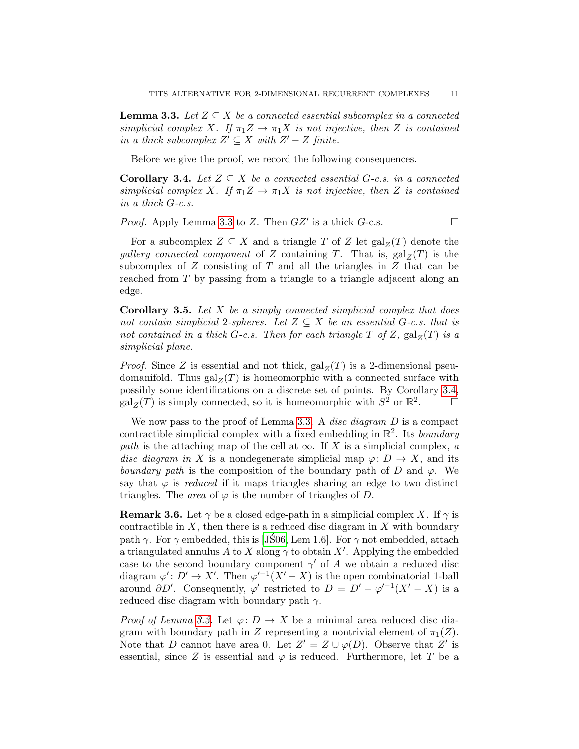**Lemma 3.3.** *Let $Z \subseteq X$ be a connected essential subcomplex in a connected simplicial complex $X$. If $\pi_1 Z \to \pi_1 X$ is not injective, then $Z$ is contained in a thick subcomplex $Z' \subseteq X$ with $Z' - Z$ finite.*

Before we give the proof, we record the following consequences.

**Corollary 3.4.** *Let $Z \subseteq X$ be a connected essential $G$-c.s. in a connected simplicial complex $X$. If $\pi_1 Z \to \pi_1 X$ is not injective, then $Z$ is contained in a thick $G$-c.s.*

*Proof.* Apply Lemma 3.3 to $Z$. Then $GZ'$ is a thick $G$-c.s. $\square$

For a subcomplex $Z \subseteq X$ and a triangle $T$ of $Z$ let $\mathrm{gal}_Z(T)$ denote the *gallery connected component* of $Z$ containing $T$. That is, $\mathrm{gal}_Z(T)$ is the subcomplex of $Z$ consisting of $T$ and all the triangles in $Z$ that can be reached from $T$ by passing from a triangle to a triangle adjacent along an edge.

**Corollary 3.5.** *Let $X$ be a simply connected simplicial complex that does not contain simplicial 2-spheres. Let $Z \subseteq X$ be an essential $G$-c.s. that is not contained in a thick $G$-c.s. Then for each triangle $T$ of $Z$, $\mathrm{gal}_Z(T)$ is a simplicial plane.*

*Proof.* Since $Z$ is essential and not thick, $\mathrm{gal}_Z(T)$ is a 2-dimensional pseudomanifold. Thus $\mathrm{gal}_Z(T)$ is homeomorphic with a connected surface with possibly some identifications on a discrete set of points. By Corollary 3.4, $\mathrm{gal}_Z(T)$ is simply connected, so it is homeomorphic with $S^2$ or $\mathbb{R}^2$. $\square$

We now pass to the proof of Lemma 3.3. A *disc diagram* $D$ is a compact contractible simplicial complex with a fixed embedding in $\mathbb{R}^2$. Its *boundary path* is the attaching map of the cell at $\infty$. If $X$ is a simplicial complex, *a disc diagram in* $X$ is a nondegenerate simplicial map $\varphi\colon D \to X$, and its *boundary path* is the composition of the boundary path of $D$ and $\varphi$. We say that $\varphi$ is *reduced* if it maps triangles sharing an edge to two distinct triangles. The *area* of $\varphi$ is the number of triangles of $D$.

**Remark 3.6.** Let $\gamma$ be a closed edge-path in a simplicial complex $X$. If $\gamma$ is contractible in $X$, then there is a reduced disc diagram in $X$ with boundary path $\gamma$. For $\gamma$ embedded, this is [JŚ06, Lem 1.6]. For $\gamma$ not embedded, attach a triangulated annulus $A$ to $X$ along $\gamma$ to obtain $X'$. Applying the embedded case to the second boundary component $\gamma'$ of $A$ we obtain a reduced disc diagram $\varphi'\colon D' \to X'$. Then $\varphi'^{-1}(X' - X)$ is the open combinatorial 1-ball around $\partial D'$. Consequently, $\varphi'$ restricted to $D = D' - \varphi'^{-1}(X' - X)$ is a reduced disc diagram with boundary path $\gamma$.

*Proof of Lemma 3.3.* Let $\varphi\colon D \to X$ be a minimal area reduced disc diagram with boundary path in $Z$ representing a nontrivial element of $\pi_1(Z)$. Note that $D$ cannot have area 0. Let $Z' = Z \cup \varphi(D)$. Observe that $Z'$ is essential, since $Z$ is essential and $\varphi$ is reduced. Furthermore, let $T$ be a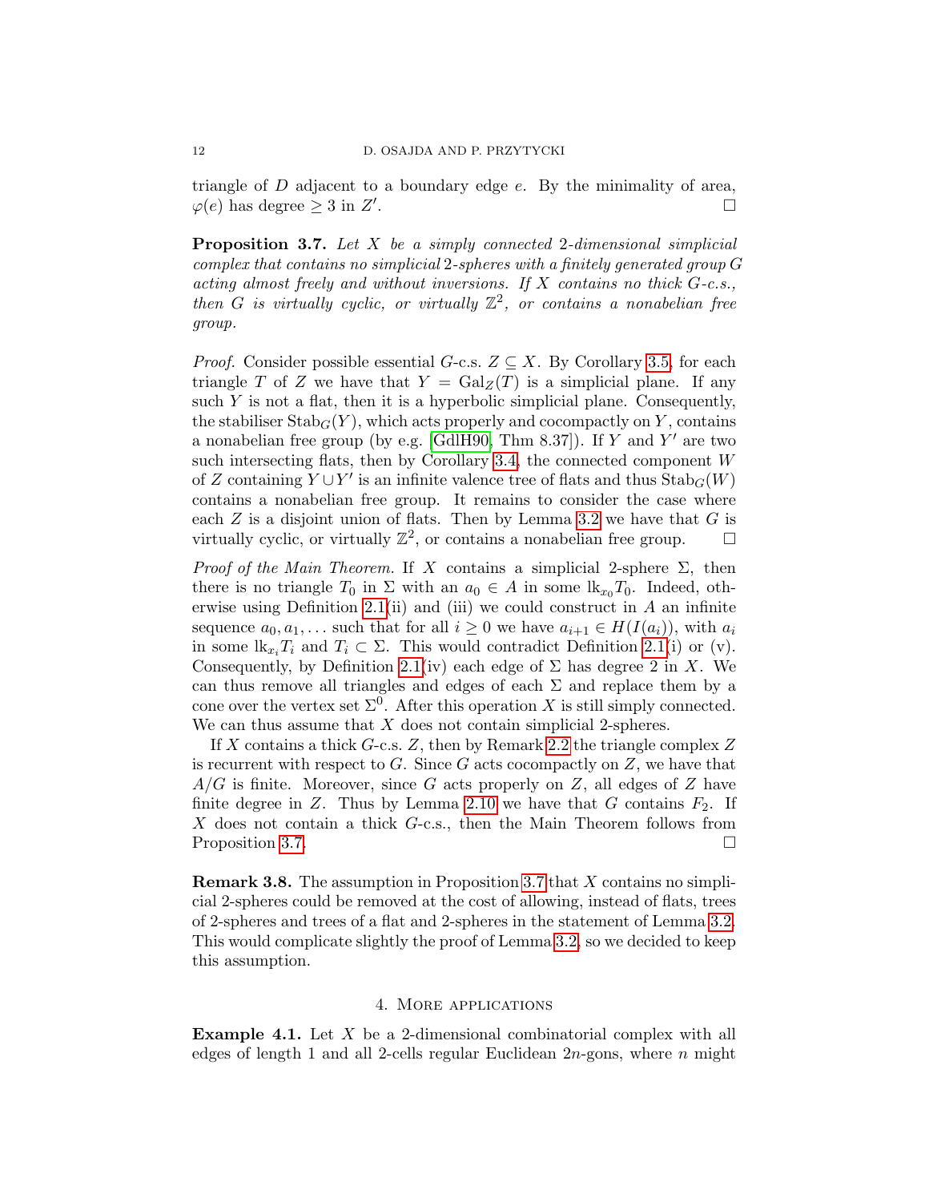triangle of $D$ adjacent to a boundary edge $e$. By the minimality of area, $\varphi(e)$ has degree $\geq 3$ in $Z'$. □

**Proposition 3.7.** *Let $X$ be a simply connected 2-dimensional simplicial complex that contains no simplicial 2-spheres with a finitely generated group $G$ acting almost freely and without inversions. If $X$ contains no thick $G$-c.s., then $G$ is virtually cyclic, or virtually $\mathbb{Z}^2$, or contains a nonabelian free group.*

*Proof.* Consider possible essential $G$-c.s. $Z \subseteq X$. By Corollary 3.5, for each triangle $T$ of $Z$ we have that $Y = \mathrm{Gal}_Z(T)$ is a simplicial plane. If any such $Y$ is not a flat, then it is a hyperbolic simplicial plane. Consequently, the stabiliser $\mathrm{Stab}_G(Y)$, which acts properly and cocompactly on $Y$, contains a nonabelian free group (by e.g. [GdlH90, Thm 8.37]). If $Y$ and $Y'$ are two such intersecting flats, then by Corollary 3.4, the connected component $W$ of $Z$ containing $Y \cup Y'$ is an infinite valence tree of flats and thus $\mathrm{Stab}_G(W)$ contains a nonabelian free group. It remains to consider the case where each $Z$ is a disjoint union of flats. Then by Lemma 3.2 we have that $G$ is virtually cyclic, or virtually $\mathbb{Z}^2$, or contains a nonabelian free group. □

*Proof of the Main Theorem.* If $X$ contains a simplicial 2-sphere $\Sigma$, then there is no triangle $T_0$ in $\Sigma$ with an $a_0 \in A$ in some $\mathrm{lk}_{x_0} T_0$. Indeed, otherwise using Definition 2.1(ii) and (iii) we could construct in $A$ an infinite sequence $a_0, a_1, \ldots$ such that for all $i \geq 0$ we have $a_{i+1} \in H(I(a_i))$, with $a_i$ in some $\mathrm{lk}_{x_i} T_i$ and $T_i \subset \Sigma$. This would contradict Definition 2.1(i) or (v). Consequently, by Definition 2.1(iv) each edge of $\Sigma$ has degree 2 in $X$. We can thus remove all triangles and edges of each $\Sigma$ and replace them by a cone over the vertex set $\Sigma^0$. After this operation $X$ is still simply connected. We can thus assume that $X$ does not contain simplicial 2-spheres.

If $X$ contains a thick $G$-c.s. $Z$, then by Remark 2.2 the triangle complex $Z$ is recurrent with respect to $G$. Since $G$ acts cocompactly on $Z$, we have that $A/G$ is finite. Moreover, since $G$ acts properly on $Z$, all edges of $Z$ have finite degree in $Z$. Thus by Lemma 2.10 we have that $G$ contains $F_2$. If $X$ does not contain a thick $G$-c.s., then the Main Theorem follows from Proposition 3.7. □

**Remark 3.8.** The assumption in Proposition 3.7 that $X$ contains no simplicial 2-spheres could be removed at the cost of allowing, instead of flats, trees of 2-spheres and trees of a flat and 2-spheres in the statement of Lemma 3.2. This would complicate slightly the proof of Lemma 3.2, so we decided to keep this assumption.

## 4. More applications

**Example 4.1.** Let $X$ be a 2-dimensional combinatorial complex with all edges of length 1 and all 2-cells regular Euclidean $2n$-gons, where $n$ might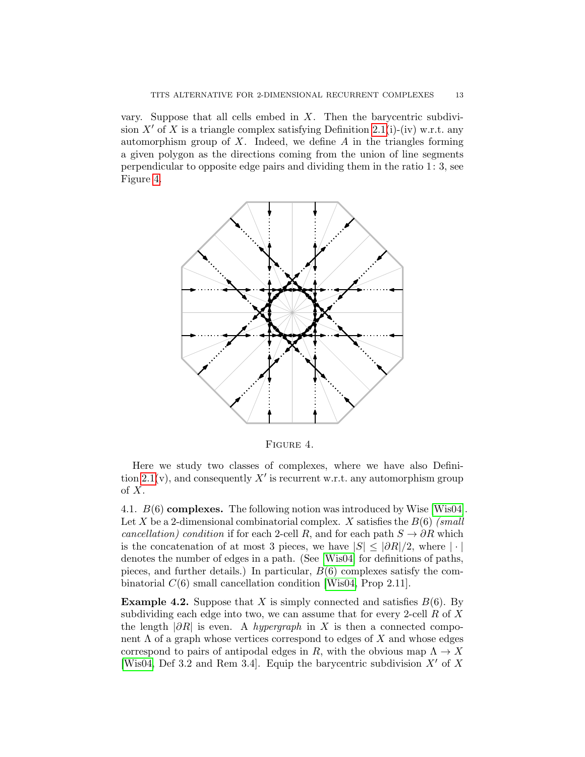vary. Suppose that all cells embed in $X$. Then the barycentric subdivision $X'$ of $X$ is a triangle complex satisfying Definition 2.1(i)-(iv) w.r.t. any automorphism group of $X$. Indeed, we define $A$ in the triangles forming a given polygon as the directions coming from the union of line segments perpendicular to opposite edge pairs and dividing them in the ratio $1\colon 3$, see Figure 4.

Figure 4.

Here we study two classes of complexes, where we have also Definition 2.1(v), and consequently $X'$ is recurrent w.r.t. any automorphism group of $X$.

4.1. **$B(6)$ complexes.** The following notion was introduced by Wise [Wis04]. Let $X$ be a 2-dimensional combinatorial complex. $X$ satisfies the $B(6)$ *(small cancellation) condition* if for each 2-cell $R$, and for each path $S \to \partial R$ which is the concatenation of at most 3 pieces, we have $|S| \leq |\partial R|/2$, where $|\cdot|$ denotes the number of edges in a path. (See [Wis04] for definitions of paths, pieces, and further details.) In particular, $B(6)$ complexes satisfy the combinatorial $C(6)$ small cancellation condition [Wis04, Prop 2.11].

**Example 4.2.** Suppose that $X$ is simply connected and satisfies $B(6)$. By subdividing each edge into two, we can assume that for every 2-cell $R$ of $X$ the length $|\partial R|$ is even. A *hypergraph* in $X$ is then a connected component $\Lambda$ of a graph whose vertices correspond to edges of $X$ and whose edges correspond to pairs of antipodal edges in $R$, with the obvious map $\Lambda \to X$ [Wis04, Def 3.2 and Rem 3.4]. Equip the barycentric subdivision $X'$ of $X$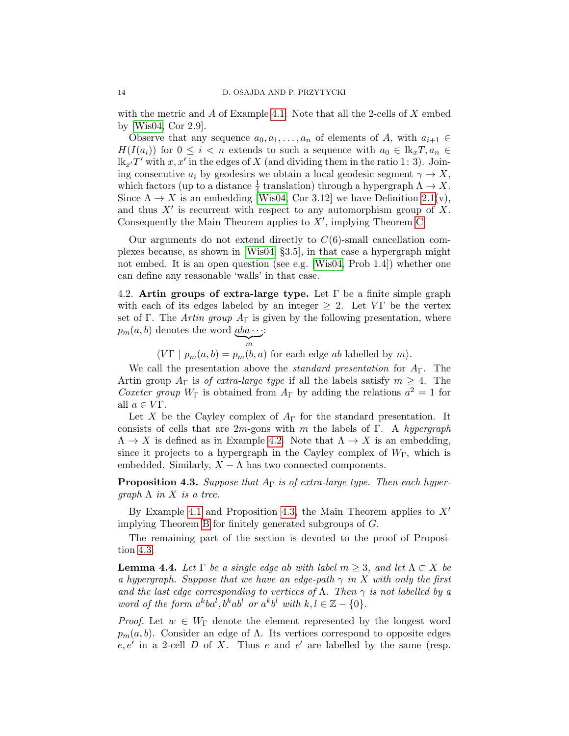with the metric and $A$ of Example 4.1. Note that all the 2-cells of $X$ embed by [Wis04, Cor 2.9].

Observe that any sequence $a_0, a_1, \ldots, a_n$ of elements of $A$, with $a_{i+1} \in H(I(a_i))$ for $0 \leq i < n$ extends to such a sequence with $a_0 \in \mathrm{lk}_x T, a_n \in \mathrm{lk}_{x'} T'$ with $x, x'$ in the edges of $X$ (and dividing them in the ratio $1\colon 3$). Joining consecutive $a_i$ by geodesics we obtain a local geodesic segment $\gamma \to X$, which factors (up to a distance $\frac{1}{4}$ translation) through a hypergraph $\Lambda \to X$. Since $\Lambda \to X$ is an embedding [Wis04, Cor 3.12] we have Definition 2.1(v), and thus $X'$ is recurrent with respect to any automorphism group of $X$. Consequently the Main Theorem applies to $X'$, implying Theorem C.

Our arguments do not extend directly to $C(6)$-small cancellation complexes because, as shown in [Wis04, §3.5], in that case a hypergraph might not embed. It is an open question (see e.g. [Wis04, Prob 1.4]) whether one can define any reasonable 'walls' in that case.

4.2. **Artin groups of extra-large type.** Let $\Gamma$ be a finite simple graph with each of its edges labeled by an integer $\geq 2$. Let $V\Gamma$ be the vertex set of $\Gamma$. The *Artin group* $A_\Gamma$ is given by the following presentation, where $p_m(a,b)$ denotes the word $\underbrace{aba\cdots}_{m}$:

$$\langle V\Gamma \mid p_m(a,b) = p_m(b,a) \text{ for each edge } ab \text{ labelled by } m\rangle.$$

We call the presentation above the *standard presentation* for $A_\Gamma$. The Artin group $A_\Gamma$ is *of extra-large type* if all the labels satisfy $m \geq 4$. The *Coxeter group* $W_\Gamma$ is obtained from $A_\Gamma$ by adding the relations $a^2 = 1$ for all $a \in V\Gamma$.

Let $X$ be the Cayley complex of $A_\Gamma$ for the standard presentation. It consists of cells that are $2m$-gons with $m$ the labels of $\Gamma$. A *hypergraph* $\Lambda \to X$ is defined as in Example 4.2. Note that $\Lambda \to X$ is an embedding, since it projects to a hypergraph in the Cayley complex of $W_\Gamma$, which is embedded. Similarly, $X - \Lambda$ has two connected components.

**Proposition 4.3.** *Suppose that $A_\Gamma$ is of extra-large type. Then each hypergraph $\Lambda$ in $X$ is a tree.*

By Example 4.1 and Proposition 4.3, the Main Theorem applies to $X'$ implying Theorem B for finitely generated subgroups of $G$.

The remaining part of the section is devoted to the proof of Proposition 4.3.

**Lemma 4.4.** *Let $\Gamma$ be a single edge $ab$ with label $m \geq 3$, and let $\Lambda \subset X$ be a hypergraph. Suppose that we have an edge-path $\gamma$ in $X$ with only the first and the last edge corresponding to vertices of $\Lambda$. Then $\gamma$ is not labelled by a word of the form $a^k b a^l, b^k a b^l$ or $a^k b^l$ with $k, l \in \mathbb{Z} - \{0\}$.*

*Proof.* Let $w \in W_\Gamma$ denote the element represented by the longest word $p_m(a,b)$. Consider an edge of $\Lambda$. Its vertices correspond to opposite edges $e, e'$ in a 2-cell $D$ of $X$. Thus $e$ and $e'$ are labelled by the same (resp.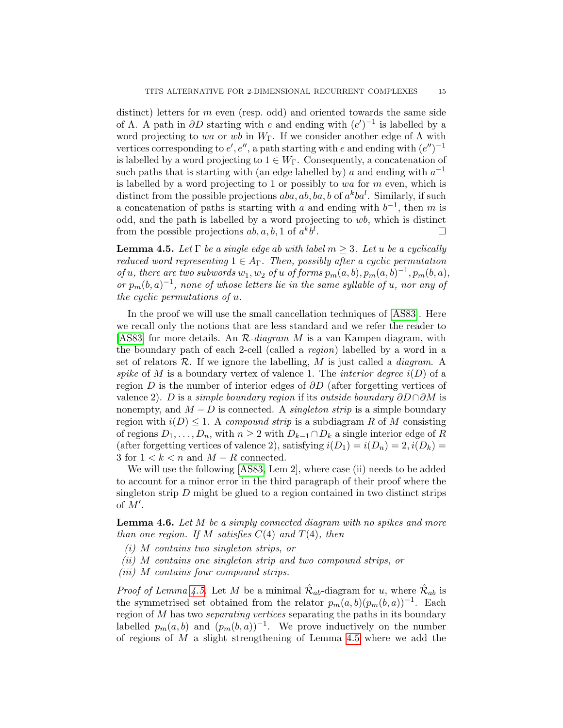distinct) letters for $m$ even (resp. odd) and oriented towards the same side of $\Lambda$. A path in $\partial D$ starting with $e$ and ending with $(e')^{-1}$ is labelled by a word projecting to $wa$ or $wb$ in $W_\Gamma$. If we consider another edge of $\Lambda$ with vertices corresponding to $e', e''$, a path starting with $e$ and ending with $(e'')^{-1}$ is labelled by a word projecting to $1 \in W_\Gamma$. Consequently, a concatenation of such paths that is starting with (an edge labelled by) $a$ and ending with $a^{-1}$ is labelled by a word projecting to 1 or possibly to $wa$ for $m$ even, which is distinct from the possible projections $aba, ab, ba, b$ of $a^kba^l$. Similarly, if such a concatenation of paths is starting with $a$ and ending with $b^{-1}$, then $m$ is odd, and the path is labelled by a word projecting to $wb$, which is distinct from the possible projections $ab, a, b, 1$ of $a^kb^l$. □

**Lemma 4.5.** *Let $\Gamma$ be a single edge $ab$ with label $m \geq 3$. Let $u$ be a cyclically reduced word representing $1 \in A_\Gamma$. Then, possibly after a cyclic permutation of $u$, there are two subwords $w_1, w_2$ of $u$ of forms $p_m(a,b), p_m(a,b)^{-1}, p_m(b,a)$, or $p_m(b,a)^{-1}$, none of whose letters lie in the same syllable of $u$, nor any of the cyclic permutations of $u$.*

In the proof we will use the small cancellation techniques of [AS83]. Here we recall only the notions that are less standard and we refer the reader to [AS83] for more details. An *$\mathcal{R}$-diagram* $M$ is a van Kampen diagram, with the boundary path of each 2-cell (called a *region*) labelled by a word in a set of relators $\mathcal{R}$. If we ignore the labelling, $M$ is just called a *diagram*. A *spike* of $M$ is a boundary vertex of valence 1. The *interior degree* $i(D)$ of a region $D$ is the number of interior edges of $\partial D$ (after forgetting vertices of valence 2). $D$ is a *simple boundary region* if its *outside boundary* $\partial D \cap \partial M$ is nonempty, and $M - \overline{D}$ is connected. A *singleton strip* is a simple boundary region with $i(D) \leq 1$. A *compound strip* is a subdiagram $R$ of $M$ consisting of regions $D_1, \ldots, D_n$, with $n \geq 2$ with $D_{k-1} \cap D_k$ a single interior edge of $R$ (after forgetting vertices of valence 2), satisfying $i(D_1) = i(D_n) = 2, i(D_k) = 3$ for $1 < k < n$ and $M - R$ connected.

We will use the following [AS83, Lem 2], where case (ii) needs to be added to account for a minor error in the third paragraph of their proof where the singleton strip $D$ might be glued to a region contained in two distinct strips of $M'$.

**Lemma 4.6.** *Let $M$ be a simply connected diagram with no spikes and more than one region. If $M$ satisfies $C(4)$ and $T(4)$, then*

*(i) $M$ contains two singleton strips, or*

*(ii) $M$ contains one singleton strip and two compound strips, or*

*(iii) $M$ contains four compound strips.*

*Proof of Lemma 4.5.* Let $M$ be a minimal $\hat{\mathcal{R}}_{ab}$-diagram for $u$, where $\hat{\mathcal{R}}_{ab}$ is the symmetrised set obtained from the relator $p_m(a,b)(p_m(b,a))^{-1}$. Each region of $M$ has two *separating vertices* separating the paths in its boundary labelled $p_m(a,b)$ and $(p_m(b,a))^{-1}$. We prove inductively on the number of regions of $M$ a slight strengthening of Lemma 4.5 where we add the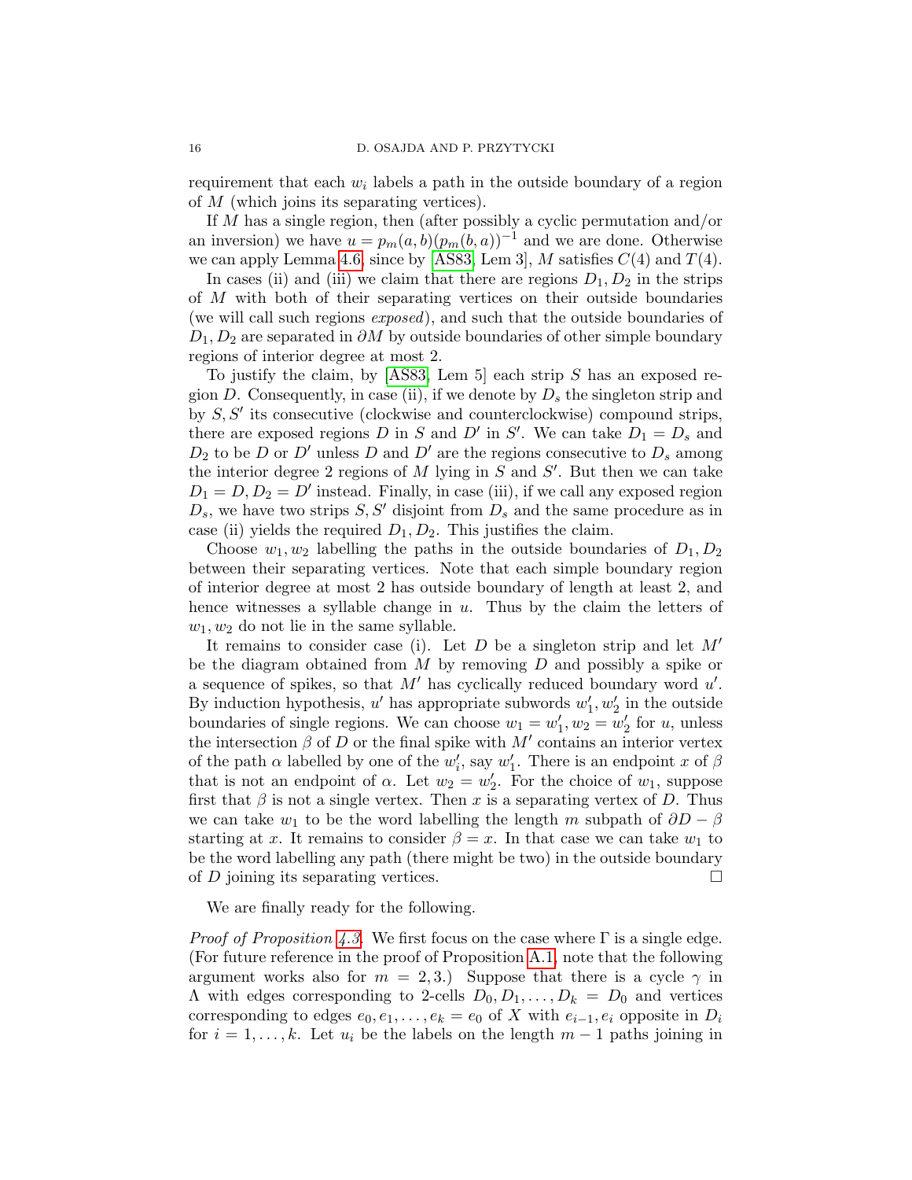requirement that each $w_i$ labels a path in the outside boundary of a region of $M$ (which joins its separating vertices).

If $M$ has a single region, then (after possibly a cyclic permutation and/or an inversion) we have $u = p_m(a,b)(p_m(b,a))^{-1}$ and we are done. Otherwise we can apply Lemma 4.6, since by [AS83, Lem 3], $M$ satisfies $C(4)$ and $T(4)$.

In cases (ii) and (iii) we claim that there are regions $D_1, D_2$ in the strips of $M$ with both of their separating vertices on their outside boundaries (we will call such regions *exposed*), and such that the outside boundaries of $D_1, D_2$ are separated in $\partial M$ by outside boundaries of other simple boundary regions of interior degree at most 2.

To justify the claim, by [AS83, Lem 5] each strip $S$ has an exposed region $D$. Consequently, in case (ii), if we denote by $D_s$ the singleton strip and by $S, S'$ its consecutive (clockwise and counterclockwise) compound strips, there are exposed regions $D$ in $S$ and $D'$ in $S'$. We can take $D_1 = D_s$ and $D_2$ to be $D$ or $D'$ unless $D$ and $D'$ are the regions consecutive to $D_s$ among the interior degree 2 regions of $M$ lying in $S$ and $S'$. But then we can take $D_1 = D, D_2 = D'$ instead. Finally, in case (iii), if we call any exposed region $D_s$, we have two strips $S, S'$ disjoint from $D_s$ and the same procedure as in case (ii) yields the required $D_1, D_2$. This justifies the claim.

Choose $w_1, w_2$ labelling the paths in the outside boundaries of $D_1, D_2$ between their separating vertices. Note that each simple boundary region of interior degree at most 2 has outside boundary of length at least 2, and hence witnesses a syllable change in $u$. Thus by the claim the letters of $w_1, w_2$ do not lie in the same syllable.

It remains to consider case (i). Let $D$ be a singleton strip and let $M'$ be the diagram obtained from $M$ by removing $D$ and possibly a spike or a sequence of spikes, so that $M'$ has cyclically reduced boundary word $u'$. By induction hypothesis, $u'$ has appropriate subwords $w_1', w_2'$ in the outside boundaries of single regions. We can choose $w_1 = w_1', w_2 = w_2'$ for $u$, unless the intersection $\beta$ of $D$ or the final spike with $M'$ contains an interior vertex of the path $\alpha$ labelled by one of the $w_i'$, say $w_1'$. There is an endpoint $x$ of $\beta$ that is not an endpoint of $\alpha$. Let $w_2 = w_2'$. For the choice of $w_1$, suppose first that $\beta$ is not a single vertex. Then $x$ is a separating vertex of $D$. Thus we can take $w_1$ to be the word labelling the length $m$ subpath of $\partial D - \beta$ starting at $x$. It remains to consider $\beta = x$. In that case we can take $w_1$ to be the word labelling any path (there might be two) in the outside boundary of $D$ joining its separating vertices. □

We are finally ready for the following.

*Proof of Proposition 4.3.* We first focus on the case where $\Gamma$ is a single edge. (For future reference in the proof of Proposition A.1, note that the following argument works also for $m = 2, 3$.) Suppose that there is a cycle $\gamma$ in $\Lambda$ with edges corresponding to 2-cells $D_0, D_1, \ldots, D_k = D_0$ and vertices corresponding to edges $e_0, e_1, \ldots, e_k = e_0$ of $X$ with $e_{i-1}, e_i$ opposite in $D_i$ for $i = 1, \ldots, k$. Let $u_i$ be the labels on the length $m - 1$ paths joining in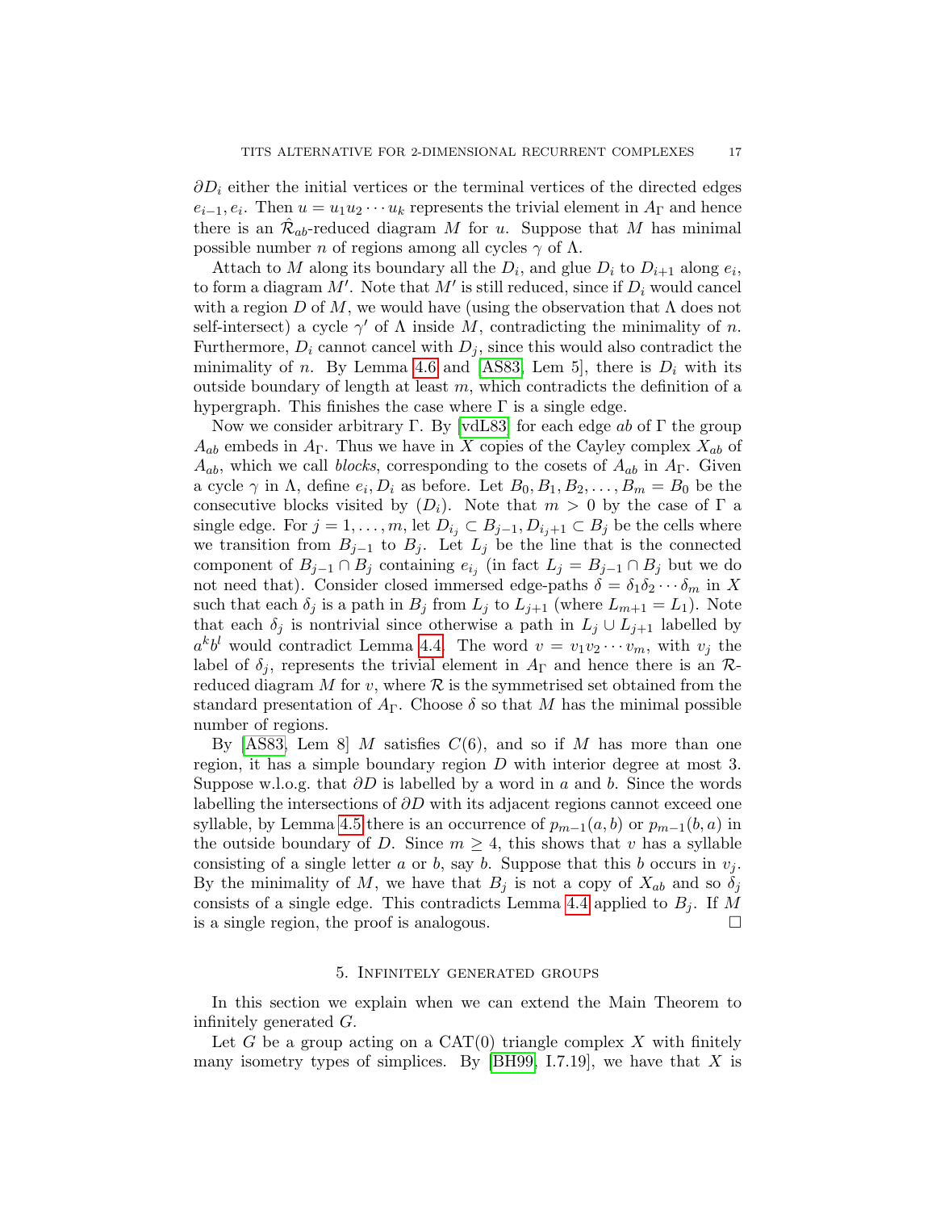$\partial D_i$ either the initial vertices or the terminal vertices of the directed edges $e_{i-1}, e_i$. Then $u = u_1 u_2 \cdots u_k$ represents the trivial element in $A_\Gamma$ and hence there is an $\hat{\mathcal{R}}_{ab}$-reduced diagram $M$ for $u$. Suppose that $M$ has minimal possible number $n$ of regions among all cycles $\gamma$ of $\Lambda$.

Attach to $M$ along its boundary all the $D_i$, and glue $D_i$ to $D_{i+1}$ along $e_i$, to form a diagram $M'$. Note that $M'$ is still reduced, since if $D_i$ would cancel with a region $D$ of $M$, we would have (using the observation that $\Lambda$ does not self-intersect) a cycle $\gamma'$ of $\Lambda$ inside $M$, contradicting the minimality of $n$. Furthermore, $D_i$ cannot cancel with $D_j$, since this would also contradict the minimality of $n$. By Lemma 4.6 and [AS83, Lem 5], there is $D_i$ with its outside boundary of length at least $m$, which contradicts the definition of a hypergraph. This finishes the case where $\Gamma$ is a single edge.

Now we consider arbitrary $\Gamma$. By [vdL83] for each edge $ab$ of $\Gamma$ the group $A_{ab}$ embeds in $A_\Gamma$. Thus we have in $X$ copies of the Cayley complex $X_{ab}$ of $A_{ab}$, which we call *blocks*, corresponding to the cosets of $A_{ab}$ in $A_\Gamma$. Given a cycle $\gamma$ in $\Lambda$, define $e_i, D_i$ as before. Let $B_0, B_1, B_2, \ldots, B_m = B_0$ be the consecutive blocks visited by $(D_i)$. Note that $m > 0$ by the case of $\Gamma$ a single edge. For $j = 1, \ldots, m$, let $D_{i_j} \subset B_{j-1}, D_{i_j+1} \subset B_j$ be the cells where we transition from $B_{j-1}$ to $B_j$. Let $L_j$ be the line that is the connected component of $B_{j-1} \cap B_j$ containing $e_{i_j}$ (in fact $L_j = B_{j-1} \cap B_j$ but we do not need that). Consider closed immersed edge-paths $\delta = \delta_1 \delta_2 \cdots \delta_m$ in $X$ such that each $\delta_j$ is a path in $B_j$ from $L_j$ to $L_{j+1}$ (where $L_{m+1} = L_1$). Note that each $\delta_j$ is nontrivial since otherwise a path in $L_j \cup L_{j+1}$ labelled by $a^k b^l$ would contradict Lemma 4.4. The word $v = v_1 v_2 \cdots v_m$, with $v_j$ the label of $\delta_j$, represents the trivial element in $A_\Gamma$ and hence there is an $\mathcal{R}$-reduced diagram $M$ for $v$, where $\mathcal{R}$ is the symmetrised set obtained from the standard presentation of $A_\Gamma$. Choose $\delta$ so that $M$ has the minimal possible number of regions.

By [AS83, Lem 8] $M$ satisfies $C(6)$, and so if $M$ has more than one region, it has a simple boundary region $D$ with interior degree at most 3. Suppose w.l.o.g. that $\partial D$ is labelled by a word in $a$ and $b$. Since the words labelling the intersections of $\partial D$ with its adjacent regions cannot exceed one syllable, by Lemma 4.5 there is an occurrence of $p_{m-1}(a,b)$ or $p_{m-1}(b,a)$ in the outside boundary of $D$. Since $m \geq 4$, this shows that $v$ has a syllable consisting of a single letter $a$ or $b$, say $b$. Suppose that this $b$ occurs in $v_j$. By the minimality of $M$, we have that $B_j$ is not a copy of $X_{ab}$ and so $\delta_j$ consists of a single edge. This contradicts Lemma 4.4 applied to $B_j$. If $M$ is a single region, the proof is analogous. □

## 5. Infinitely generated groups

In this section we explain when we can extend the Main Theorem to infinitely generated $G$.

Let $G$ be a group acting on a CAT(0) triangle complex $X$ with finitely many isometry types of simplices. By [BH99, I.7.19], we have that $X$ is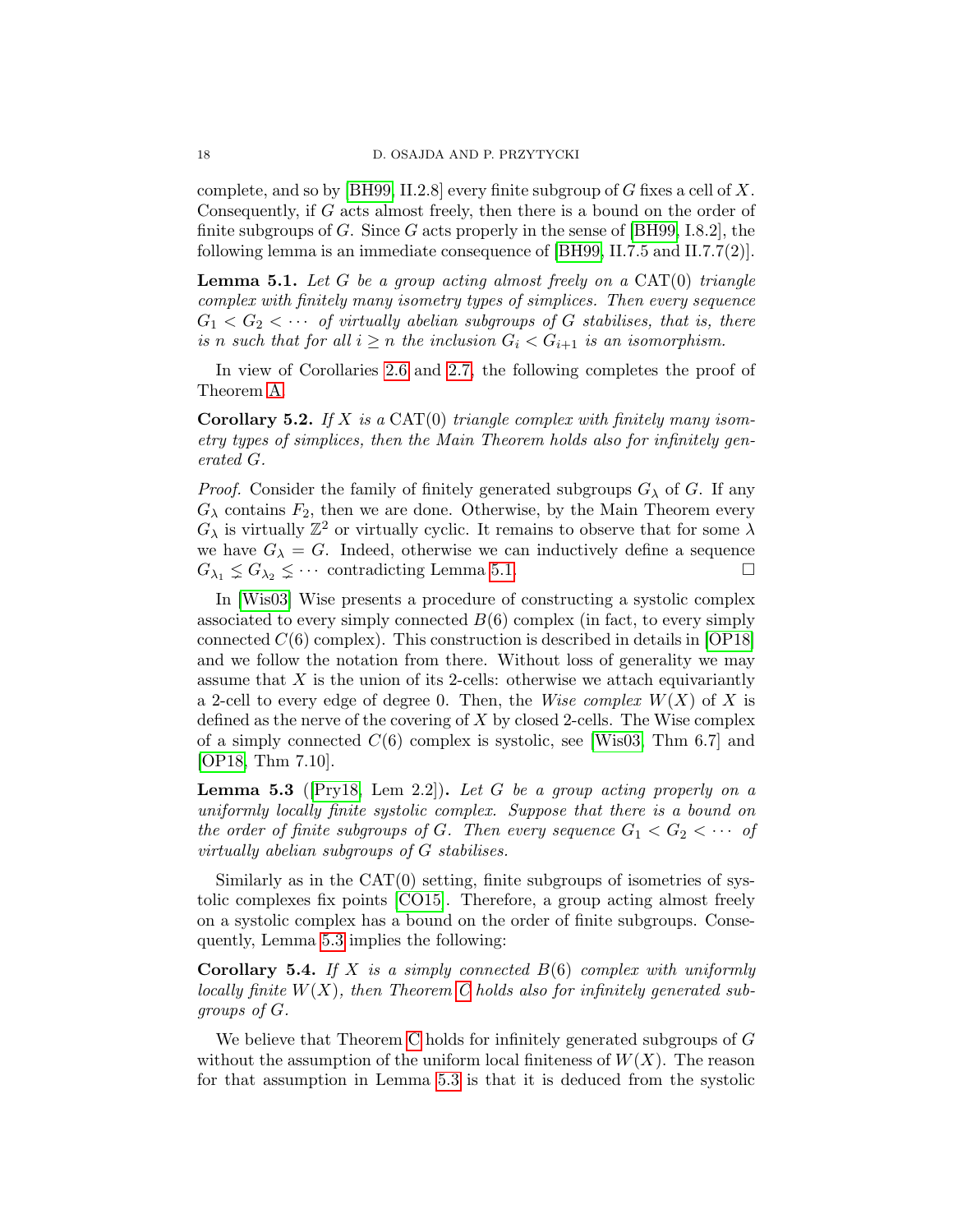complete, and so by [BH99, II.2.8] every finite subgroup of $G$ fixes a cell of $X$. Consequently, if $G$ acts almost freely, then there is a bound on the order of finite subgroups of $G$. Since $G$ acts properly in the sense of [BH99, I.8.2], the following lemma is an immediate consequence of [BH99, II.7.5 and II.7.7(2)].

**Lemma 5.1.** *Let $G$ be a group acting almost freely on a* CAT(0) *triangle complex with finitely many isometry types of simplices. Then every sequence $G_1 < G_2 < \cdots$ of virtually abelian subgroups of $G$ stabilises, that is, there is $n$ such that for all $i \geq n$ the inclusion $G_i < G_{i+1}$ is an isomorphism.*

In view of Corollaries 2.6 and 2.7, the following completes the proof of Theorem A.

**Corollary 5.2.** *If $X$ is a* CAT(0) *triangle complex with finitely many isometry types of simplices, then the Main Theorem holds also for infinitely generated $G$.*

*Proof.* Consider the family of finitely generated subgroups $G_\lambda$ of $G$. If any $G_\lambda$ contains $F_2$, then we are done. Otherwise, by the Main Theorem every $G_\lambda$ is virtually $\mathbb{Z}^2$ or virtually cyclic. It remains to observe that for some $\lambda$ we have $G_\lambda = G$. Indeed, otherwise we can inductively define a sequence $G_{\lambda_1} \lneq G_{\lambda_2} \lneq \cdots$ contradicting Lemma 5.1. □

In [Wis03] Wise presents a procedure of constructing a systolic complex associated to every simply connected $B(6)$ complex (in fact, to every simply connected $C(6)$ complex). This construction is described in details in [OP18] and we follow the notation from there. Without loss of generality we may assume that $X$ is the union of its 2-cells: otherwise we attach equivariantly a 2-cell to every edge of degree 0. Then, the *Wise complex* $W(X)$ of $X$ is defined as the nerve of the covering of $X$ by closed 2-cells. The Wise complex of a simply connected $C(6)$ complex is systolic, see [Wis03, Thm 6.7] and [OP18, Thm 7.10].

**Lemma 5.3** ([Pry18, Lem 2.2])**.** *Let $G$ be a group acting properly on a uniformly locally finite systolic complex. Suppose that there is a bound on the order of finite subgroups of $G$. Then every sequence $G_1 < G_2 < \cdots$ of virtually abelian subgroups of $G$ stabilises.*

Similarly as in the CAT(0) setting, finite subgroups of isometries of systolic complexes fix points [CO15]. Therefore, a group acting almost freely on a systolic complex has a bound on the order of finite subgroups. Consequently, Lemma 5.3 implies the following:

**Corollary 5.4.** *If $X$ is a simply connected $B(6)$ complex with uniformly locally finite $W(X)$, then Theorem C holds also for infinitely generated subgroups of $G$.*

We believe that Theorem C holds for infinitely generated subgroups of $G$ without the assumption of the uniform local finiteness of $W(X)$. The reason for that assumption in Lemma 5.3 is that it is deduced from the systolic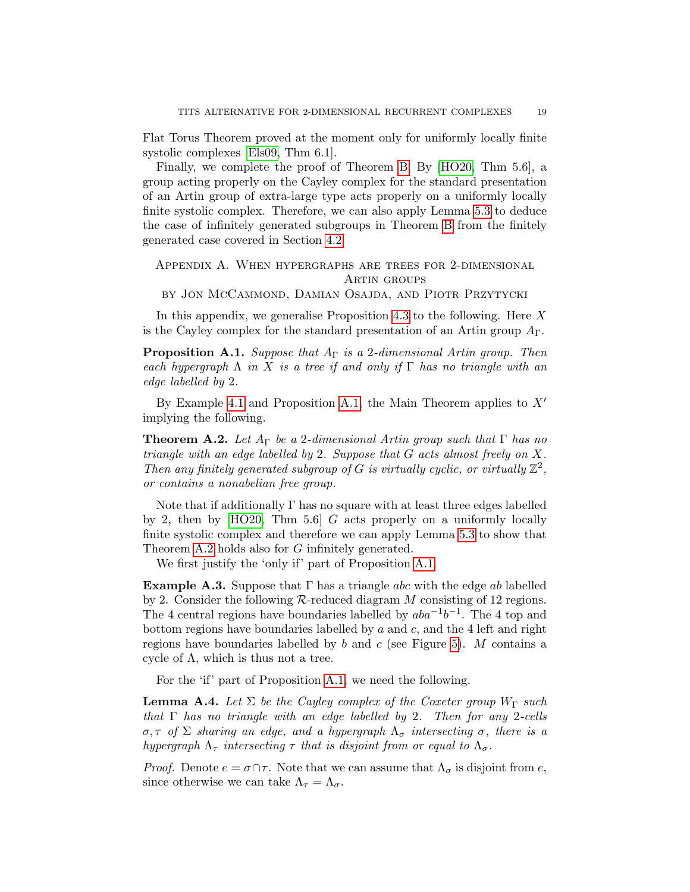Flat Torus Theorem proved at the moment only for uniformly locally finite systolic complexes [Els09, Thm 6.1].

Finally, we complete the proof of Theorem B. By [HO20, Thm 5.6], a group acting properly on the Cayley complex for the standard presentation of an Artin group of extra-large type acts properly on a uniformly locally finite systolic complex. Therefore, we can also apply Lemma 5.3 to deduce the case of infinitely generated subgroups in Theorem B from the finitely generated case covered in Section 4.2.

## Appendix A. When hypergraphs are trees for 2-dimensional Artin groups

### by Jon McCammond, Damian Osajda, and Piotr Przytycki

In this appendix, we generalise Proposition 4.3 to the following. Here $X$ is the Cayley complex for the standard presentation of an Artin group $A_\Gamma$.

**Proposition A.1.** *Suppose that $A_\Gamma$ is a 2-dimensional Artin group. Then each hypergraph $\Lambda$ in $X$ is a tree if and only if $\Gamma$ has no triangle with an edge labelled by 2.*

By Example 4.1 and Proposition A.1, the Main Theorem applies to $X'$ implying the following.

**Theorem A.2.** *Let $A_\Gamma$ be a 2-dimensional Artin group such that $\Gamma$ has no triangle with an edge labelled by 2. Suppose that $G$ acts almost freely on $X$. Then any finitely generated subgroup of $G$ is virtually cyclic, or virtually $\mathbb{Z}^2$, or contains a nonabelian free group.*

Note that if additionally $\Gamma$ has no square with at least three edges labelled by 2, then by [HO20, Thm 5.6] $G$ acts properly on a uniformly locally finite systolic complex and therefore we can apply Lemma 5.3 to show that Theorem A.2 holds also for $G$ infinitely generated.

We first justify the 'only if' part of Proposition A.1.

**Example A.3.** Suppose that $\Gamma$ has a triangle $abc$ with the edge $ab$ labelled by 2. Consider the following $\mathcal{R}$-reduced diagram $M$ consisting of 12 regions. The 4 central regions have boundaries labelled by $aba^{-1}b^{-1}$. The 4 top and bottom regions have boundaries labelled by $a$ and $c$, and the 4 left and right regions have boundaries labelled by $b$ and $c$ (see Figure 5). $M$ contains a cycle of $\Lambda$, which is thus not a tree.

For the 'if' part of Proposition A.1, we need the following.

**Lemma A.4.** *Let $\Sigma$ be the Cayley complex of the Coxeter group $W_\Gamma$ such that $\Gamma$ has no triangle with an edge labelled by 2. Then for any 2-cells $\sigma, \tau$ of $\Sigma$ sharing an edge, and a hypergraph $\Lambda_\sigma$ intersecting $\sigma$, there is a hypergraph $\Lambda_\tau$ intersecting $\tau$ that is disjoint from or equal to $\Lambda_\sigma$.*

*Proof.* Denote $e = \sigma \cap \tau$. Note that we can assume that $\Lambda_\sigma$ is disjoint from $e$, since otherwise we can take $\Lambda_\tau = \Lambda_\sigma$.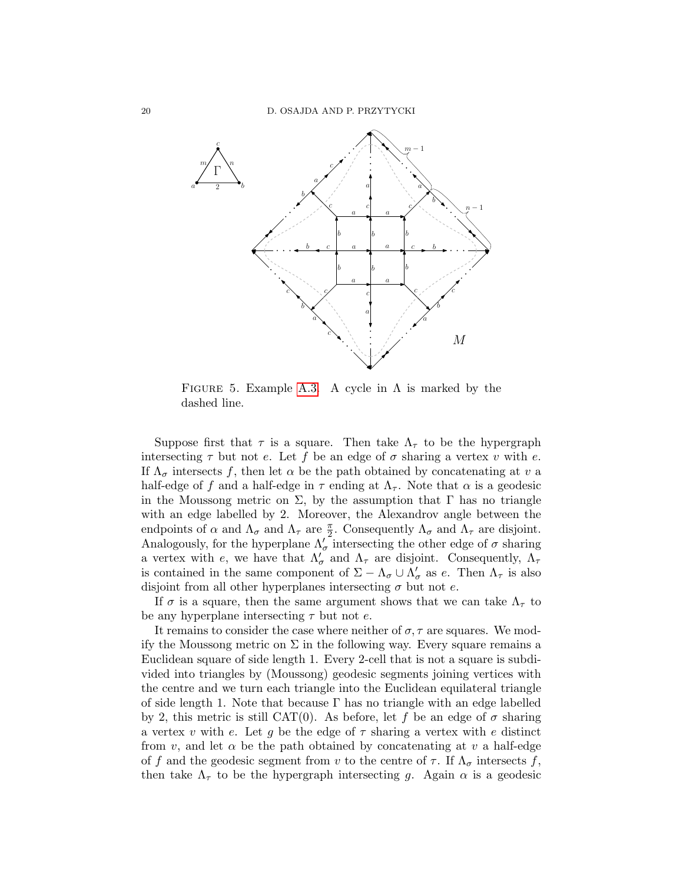FIGURE 5. Example A.3. A cycle in $\Lambda$ is marked by the dashed line.

Suppose first that $\tau$ is a square. Then take $\Lambda_\tau$ to be the hypergraph intersecting $\tau$ but not $e$. Let $f$ be an edge of $\sigma$ sharing a vertex $v$ with $e$. If $\Lambda_\sigma$ intersects $f$, then let $\alpha$ be the path obtained by concatenating at $v$ a half-edge of $f$ and a half-edge in $\tau$ ending at $\Lambda_\tau$. Note that $\alpha$ is a geodesic in the Moussong metric on $\Sigma$, by the assumption that $\Gamma$ has no triangle with an edge labelled by 2. Moreover, the Alexandrov angle between the endpoints of $\alpha$ and $\Lambda_\sigma$ and $\Lambda_\tau$ are $\frac{\pi}{2}$. Consequently $\Lambda_\sigma$ and $\Lambda_\tau$ are disjoint. Analogously, for the hyperplane $\Lambda'_\sigma$ intersecting the other edge of $\sigma$ sharing a vertex with $e$, we have that $\Lambda'_\sigma$ and $\Lambda_\tau$ are disjoint. Consequently, $\Lambda_\tau$ is contained in the same component of $\Sigma - \Lambda_\sigma \cup \Lambda'_\sigma$ as $e$. Then $\Lambda_\tau$ is also disjoint from all other hyperplanes intersecting $\sigma$ but not $e$.

If $\sigma$ is a square, then the same argument shows that we can take $\Lambda_\tau$ to be any hyperplane intersecting $\tau$ but not $e$.

It remains to consider the case where neither of $\sigma, \tau$ are squares. We modify the Moussong metric on $\Sigma$ in the following way. Every square remains a Euclidean square of side length 1. Every 2-cell that is not a square is subdivided into triangles by (Moussong) geodesic segments joining vertices with the centre and we turn each triangle into the Euclidean equilateral triangle of side length 1. Note that because $\Gamma$ has no triangle with an edge labelled by 2, this metric is still CAT(0). As before, let $f$ be an edge of $\sigma$ sharing a vertex $v$ with $e$. Let $g$ be the edge of $\tau$ sharing a vertex with $e$ distinct from $v$, and let $\alpha$ be the path obtained by concatenating at $v$ a half-edge of $f$ and the geodesic segment from $v$ to the centre of $\tau$. If $\Lambda_\sigma$ intersects $f$, then take $\Lambda_\tau$ to be the hypergraph intersecting $g$. Again $\alpha$ is a geodesic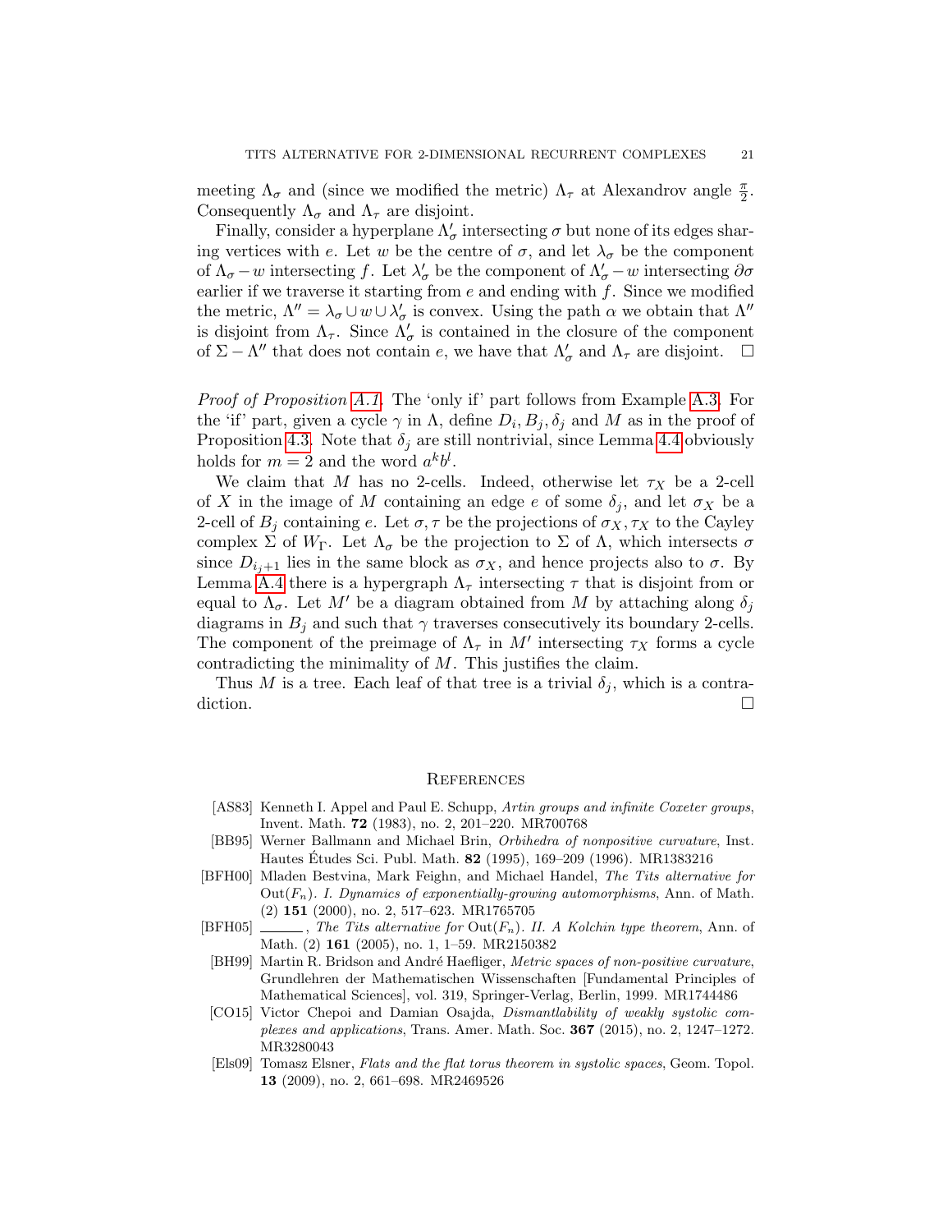meeting $\Lambda_\sigma$ and (since we modified the metric) $\Lambda_\tau$ at Alexandrov angle $\frac{\pi}{2}$. Consequently $\Lambda_\sigma$ and $\Lambda_\tau$ are disjoint.

Finally, consider a hyperplane $\Lambda'_\sigma$ intersecting $\sigma$ but none of its edges sharing vertices with $e$. Let $w$ be the centre of $\sigma$, and let $\lambda_\sigma$ be the component of $\Lambda_\sigma - w$ intersecting $f$. Let $\lambda'_\sigma$ be the component of $\Lambda'_\sigma - w$ intersecting $\partial\sigma$ earlier if we traverse it starting from $e$ and ending with $f$. Since we modified the metric, $\Lambda'' = \lambda_\sigma \cup w \cup \lambda'_\sigma$ is convex. Using the path $\alpha$ we obtain that $\Lambda''$ is disjoint from $\Lambda_\tau$. Since $\Lambda'_\sigma$ is contained in the closure of the component of $\Sigma - \Lambda''$ that does not contain $e$, we have that $\Lambda'_\sigma$ and $\Lambda_\tau$ are disjoint. $\square$

*Proof of Proposition A.1.* The 'only if' part follows from Example A.3. For the 'if' part, given a cycle $\gamma$ in $\Lambda$, define $D_i, B_j, \delta_j$ and $M$ as in the proof of Proposition 4.3. Note that $\delta_j$ are still nontrivial, since Lemma 4.4 obviously holds for $m = 2$ and the word $a^k b^l$.

We claim that $M$ has no 2-cells. Indeed, otherwise let $\tau_X$ be a 2-cell of $X$ in the image of $M$ containing an edge $e$ of some $\delta_j$, and let $\sigma_X$ be a 2-cell of $B_j$ containing $e$. Let $\sigma, \tau$ be the projections of $\sigma_X, \tau_X$ to the Cayley complex $\Sigma$ of $W_\Gamma$. Let $\Lambda_\sigma$ be the projection to $\Sigma$ of $\Lambda$, which intersects $\sigma$ since $D_{i_j+1}$ lies in the same block as $\sigma_X$, and hence projects also to $\sigma$. By Lemma A.4 there is a hypergraph $\Lambda_\tau$ intersecting $\tau$ that is disjoint from or equal to $\Lambda_\sigma$. Let $M'$ be a diagram obtained from $M$ by attaching along $\delta_j$ diagrams in $B_j$ and such that $\gamma$ traverses consecutively its boundary 2-cells. The component of the preimage of $\Lambda_\tau$ in $M'$ intersecting $\tau_X$ forms a cycle contradicting the minimality of $M$. This justifies the claim.

Thus $M$ is a tree. Each leaf of that tree is a trivial $\delta_j$, which is a contradiction. $\square$

## References

- [AS83] Kenneth I. Appel and Paul E. Schupp, *Artin groups and infinite Coxeter groups*, Invent. Math. **72** (1983), no. 2, 201–220. MR700768
- [BB95] Werner Ballmann and Michael Brin, *Orbihedra of nonpositive curvature*, Inst. Hautes Études Sci. Publ. Math. **82** (1995), 169–209 (1996). MR1383216
- [BFH00] Mladen Bestvina, Mark Feighn, and Michael Handel, *The Tits alternative for* $\mathrm{Out}(F_n)$*. I. Dynamics of exponentially-growing automorphisms*, Ann. of Math. (2) **151** (2000), no. 2, 517–623. MR1765705
- [BFH05] ______, *The Tits alternative for* $\mathrm{Out}(F_n)$*. II. A Kolchin type theorem*, Ann. of Math. (2) **161** (2005), no. 1, 1–59. MR2150382
- [BH99] Martin R. Bridson and André Haefliger, *Metric spaces of non-positive curvature*, Grundlehren der Mathematischen Wissenschaften [Fundamental Principles of Mathematical Sciences], vol. 319, Springer-Verlag, Berlin, 1999. MR1744486
- [CO15] Victor Chepoi and Damian Osajda, *Dismantlability of weakly systolic complexes and applications*, Trans. Amer. Math. Soc. **367** (2015), no. 2, 1247–1272. MR3280043
- [Els09] Tomasz Elsner, *Flats and the flat torus theorem in systolic spaces*, Geom. Topol. **13** (2009), no. 2, 661–698. MR2469526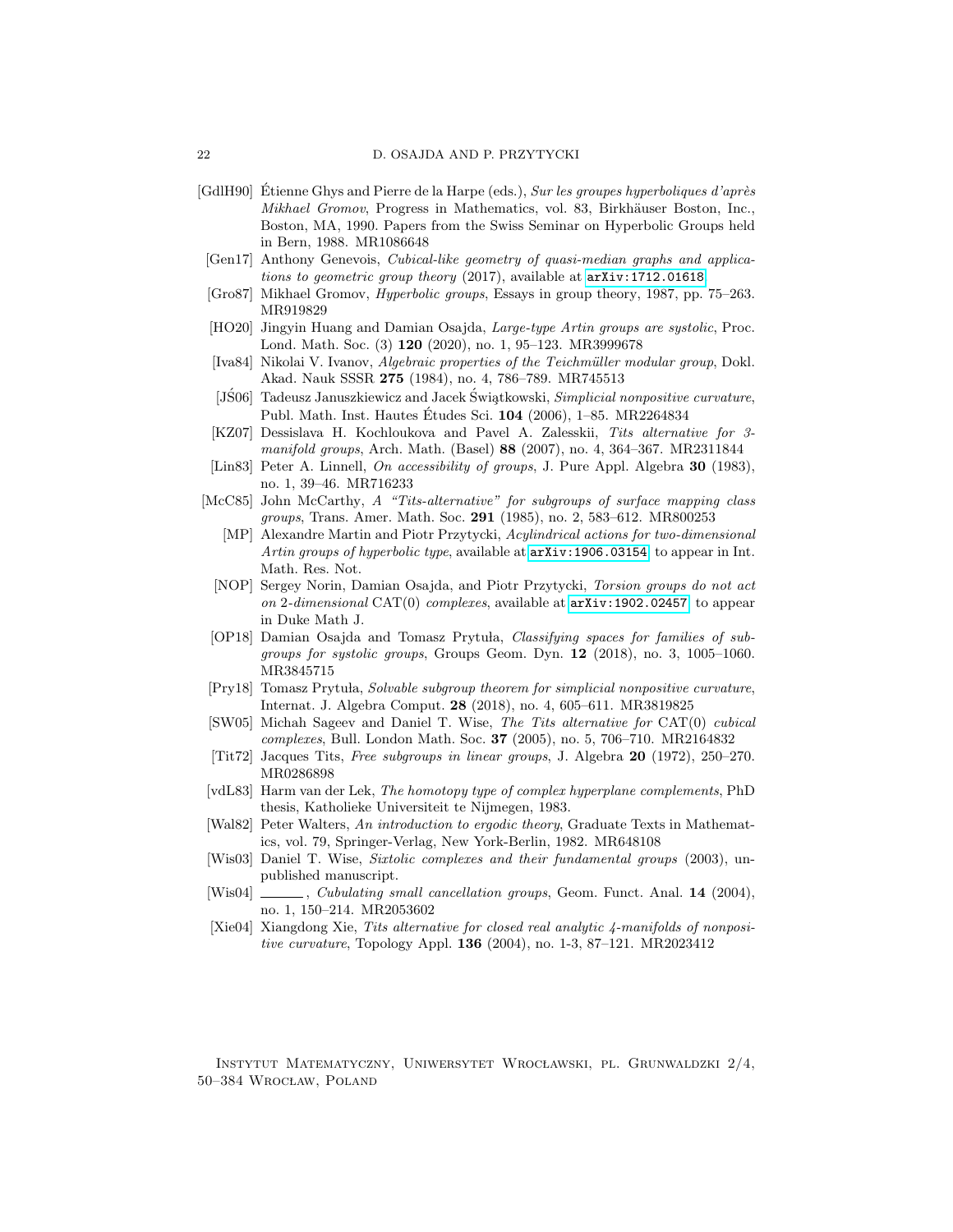- [GdlH90] Étienne Ghys and Pierre de la Harpe (eds.), *Sur les groupes hyperboliques d'après Mikhael Gromov*, Progress in Mathematics, vol. 83, Birkhäuser Boston, Inc., Boston, MA, 1990. Papers from the Swiss Seminar on Hyperbolic Groups held in Bern, 1988. MR1086648
- [Gen17] Anthony Genevois, *Cubical-like geometry of quasi-median graphs and applications to geometric group theory* (2017), available at arXiv:1712.01618.
- [Gro87] Mikhael Gromov, *Hyperbolic groups*, Essays in group theory, 1987, pp. 75–263. MR919829
- [HO20] Jingyin Huang and Damian Osajda, *Large-type Artin groups are systolic*, Proc. Lond. Math. Soc. (3) **120** (2020), no. 1, 95–123. MR3999678
- [Iva84] Nikolai V. Ivanov, *Algebraic properties of the Teichmüller modular group*, Dokl. Akad. Nauk SSSR **275** (1984), no. 4, 786–789. MR745513
- [JŚ06] Tadeusz Januszkiewicz and Jacek Świątkowski, *Simplicial nonpositive curvature*, Publ. Math. Inst. Hautes Études Sci. **104** (2006), 1–85. MR2264834
- [KZ07] Dessislava H. Kochloukova and Pavel A. Zalesskii, *Tits alternative for 3-manifold groups*, Arch. Math. (Basel) **88** (2007), no. 4, 364–367. MR2311844
- [Lin83] Peter A. Linnell, *On accessibility of groups*, J. Pure Appl. Algebra **30** (1983), no. 1, 39–46. MR716233
- [McC85] John McCarthy, *A "Tits-alternative" for subgroups of surface mapping class groups*, Trans. Amer. Math. Soc. **291** (1985), no. 2, 583–612. MR800253
- [MP] Alexandre Martin and Piotr Przytycki, *Acylindrical actions for two-dimensional Artin groups of hyperbolic type*, available at arXiv:1906.03154, to appear in Int. Math. Res. Not.
- [NOP] Sergey Norin, Damian Osajda, and Piotr Przytycki, *Torsion groups do not act on 2-dimensional* CAT(0) *complexes*, available at arXiv:1902.02457, to appear in Duke Math J.
- [OP18] Damian Osajda and Tomasz Prytuła, *Classifying spaces for families of subgroups for systolic groups*, Groups Geom. Dyn. **12** (2018), no. 3, 1005–1060. MR3845715
- [Pry18] Tomasz Prytuła, *Solvable subgroup theorem for simplicial nonpositive curvature*, Internat. J. Algebra Comput. **28** (2018), no. 4, 605–611. MR3819825
- [SW05] Michah Sageev and Daniel T. Wise, *The Tits alternative for* CAT(0) *cubical complexes*, Bull. London Math. Soc. **37** (2005), no. 5, 706–710. MR2164832
- [Tit72] Jacques Tits, *Free subgroups in linear groups*, J. Algebra **20** (1972), 250–270. MR0286898
- [vdL83] Harm van der Lek, *The homotopy type of complex hyperplane complements*, PhD thesis, Katholieke Universiteit te Nijmegen, 1983.
- [Wal82] Peter Walters, *An introduction to ergodic theory*, Graduate Texts in Mathematics, vol. 79, Springer-Verlag, New York-Berlin, 1982. MR648108
- [Wis03] Daniel T. Wise, *Sixtolic complexes and their fundamental groups* (2003), unpublished manuscript.
- [Wis04] ———, *Cubulating small cancellation groups*, Geom. Funct. Anal. **14** (2004), no. 1, 150–214. MR2053602
- [Xie04] Xiangdong Xie, *Tits alternative for closed real analytic 4-manifolds of nonpositive curvature*, Topology Appl. **136** (2004), no. 1-3, 87–121. MR2023412

Instytut Matematyczny, Uniwersytet Wrocławski, pl. Grunwaldzki 2/4, 50–384 Wrocław, Poland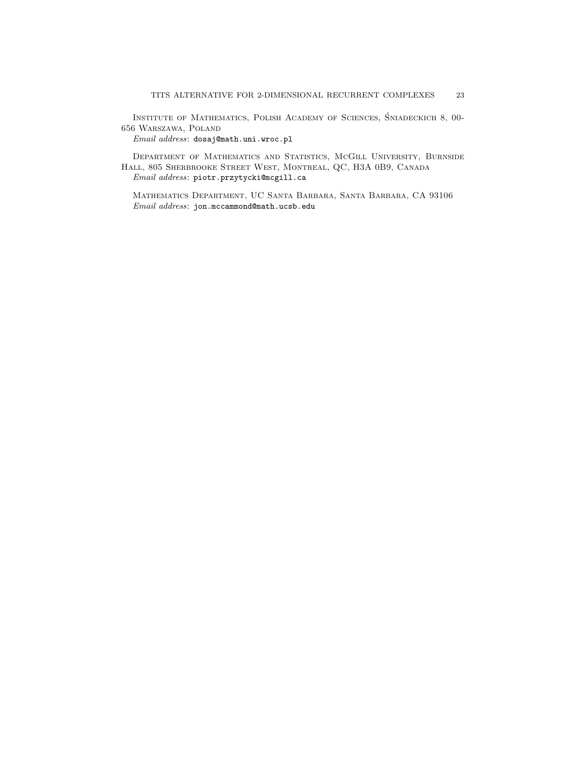Institute of Mathematics, Polish Academy of Sciences, Śniadeckich 8, 00-656 Warszawa, Poland

*Email address*: dosaj@math.uni.wroc.pl

Department of Mathematics and Statistics, McGill University, Burnside Hall, 805 Sherbrooke Street West, Montreal, QC, H3A 0B9, Canada

*Email address*: piotr.przytycki@mcgill.ca

Mathematics Department, UC Santa Barbara, Santa Barbara, CA 93106

*Email address*: jon.mccammond@math.ucsb.edu